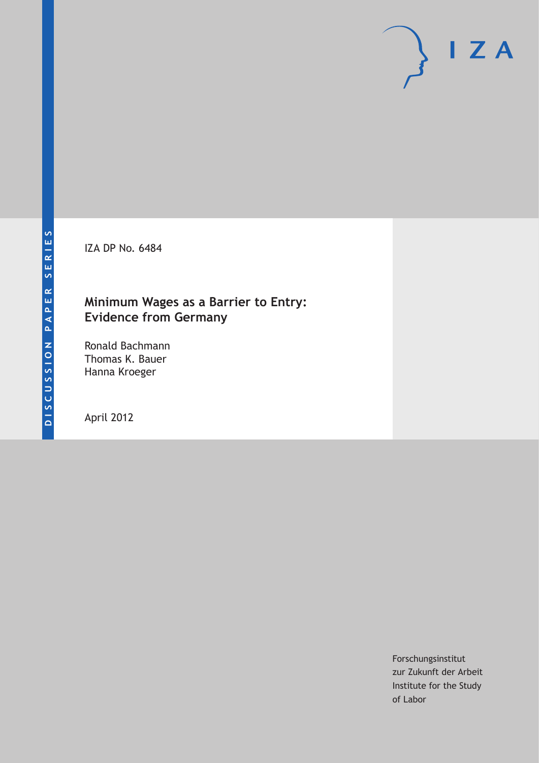DISCUSSION PAPER SERIES

IZA DP No. 6484

# Minimum Wages as a Barrier to Entry: Evidence from Germany

Ronald Bachmann
Thomas K. Bauer
Hanna Kroeger

April 2012

Forschungsinstitut
zur Zukunft der Arbeit
Institute for the Study
of Labor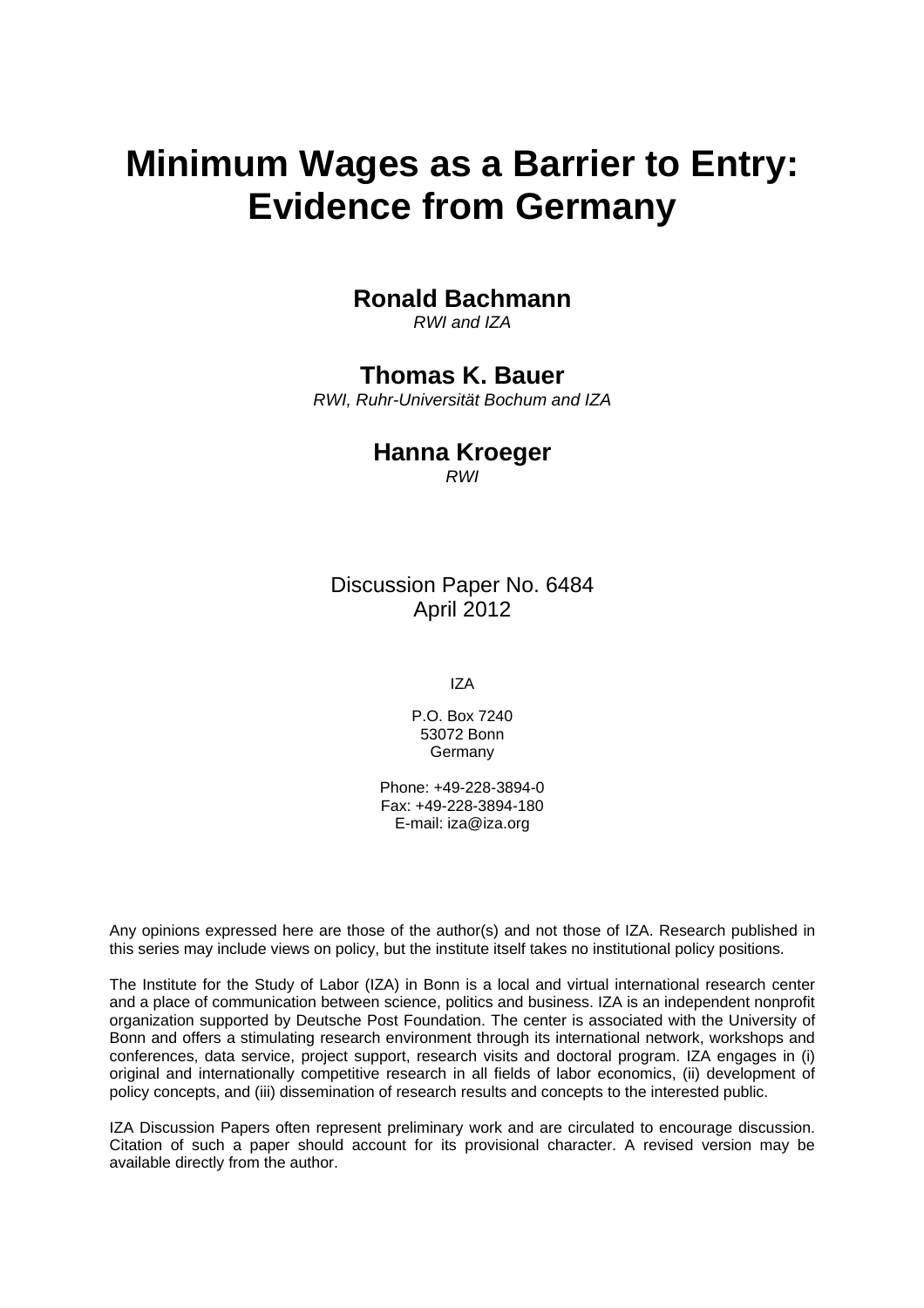# Minimum Wages as a Barrier to Entry: Evidence from Germany

**Ronald Bachmann**
*RWI and IZA*

**Thomas K. Bauer**
*RWI, Ruhr-Universität Bochum and IZA*

**Hanna Kroeger**
*RWI*

Discussion Paper No. 6484
April 2012

IZA

P.O. Box 7240
53072 Bonn
Germany

Phone: +49-228-3894-0
Fax: +49-228-3894-180
E-mail: iza@iza.org

Any opinions expressed here are those of the author(s) and not those of IZA. Research published in this series may include views on policy, but the institute itself takes no institutional policy positions.

The Institute for the Study of Labor (IZA) in Bonn is a local and virtual international research center and a place of communication between science, politics and business. IZA is an independent nonprofit organization supported by Deutsche Post Foundation. The center is associated with the University of Bonn and offers a stimulating research environment through its international network, workshops and conferences, data service, project support, research visits and doctoral program. IZA engages in (i) original and internationally competitive research in all fields of labor economics, (ii) development of policy concepts, and (iii) dissemination of research results and concepts to the interested public.

IZA Discussion Papers often represent preliminary work and are circulated to encourage discussion. Citation of such a paper should account for its provisional character. A revised version may be available directly from the author.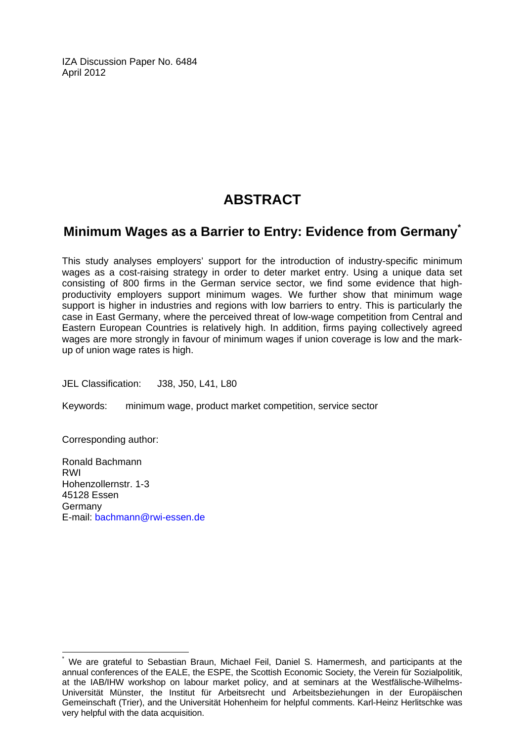IZA Discussion Paper No. 6484
April 2012

# ABSTRACT

## Minimum Wages as a Barrier to Entry: Evidence from Germany*

This study analyses employers' support for the introduction of industry-specific minimum wages as a cost-raising strategy in order to deter market entry. Using a unique data set consisting of 800 firms in the German service sector, we find some evidence that high-productivity employers support minimum wages. We further show that minimum wage support is higher in industries and regions with low barriers to entry. This is particularly the case in East Germany, where the perceived threat of low-wage competition from Central and Eastern European Countries is relatively high. In addition, firms paying collectively agreed wages are more strongly in favour of minimum wages if union coverage is low and the mark-up of union wage rates is high.

JEL Classification: J38, J50, L41, L80

Keywords: minimum wage, product market competition, service sector

Corresponding author:

Ronald Bachmann
RWI
Hohenzollernstr. 1-3
45128 Essen
Germany
E-mail: bachmann@rwi-essen.de

---

* We are grateful to Sebastian Braun, Michael Feil, Daniel S. Hamermesh, and participants at the annual conferences of the EALE, the ESPE, the Scottish Economic Society, the Verein für Sozialpolitik, at the IAB/IHW workshop on labour market policy, and at seminars at the Westfälische-Wilhelms-Universität Münster, the Institut für Arbeitsrecht und Arbeitsbeziehungen in der Europäischen Gemeinschaft (Trier), and the Universität Hohenheim for helpful comments. Karl-Heinz Herlitschke was very helpful with the data acquisition.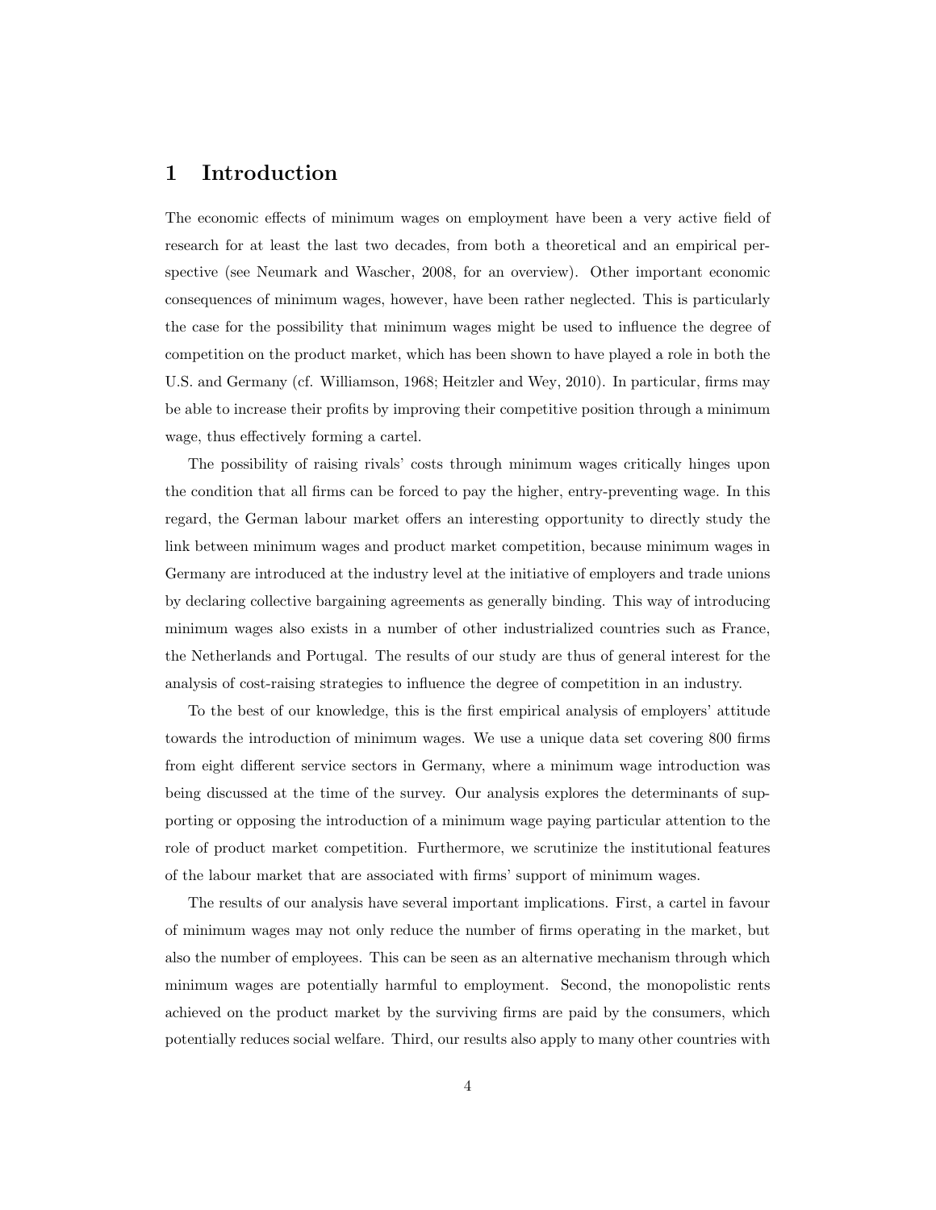# 1 Introduction

The economic effects of minimum wages on employment have been a very active field of research for at least the last two decades, from both a theoretical and an empirical perspective (see Neumark and Wascher, 2008, for an overview). Other important economic consequences of minimum wages, however, have been rather neglected. This is particularly the case for the possibility that minimum wages might be used to influence the degree of competition on the product market, which has been shown to have played a role in both the U.S. and Germany (cf. Williamson, 1968; Heitzler and Wey, 2010). In particular, firms may be able to increase their profits by improving their competitive position through a minimum wage, thus effectively forming a cartel.

The possibility of raising rivals' costs through minimum wages critically hinges upon the condition that all firms can be forced to pay the higher, entry-preventing wage. In this regard, the German labour market offers an interesting opportunity to directly study the link between minimum wages and product market competition, because minimum wages in Germany are introduced at the industry level at the initiative of employers and trade unions by declaring collective bargaining agreements as generally binding. This way of introducing minimum wages also exists in a number of other industrialized countries such as France, the Netherlands and Portugal. The results of our study are thus of general interest for the analysis of cost-raising strategies to influence the degree of competition in an industry.

To the best of our knowledge, this is the first empirical analysis of employers' attitude towards the introduction of minimum wages. We use a unique data set covering 800 firms from eight different service sectors in Germany, where a minimum wage introduction was being discussed at the time of the survey. Our analysis explores the determinants of supporting or opposing the introduction of a minimum wage paying particular attention to the role of product market competition. Furthermore, we scrutinize the institutional features of the labour market that are associated with firms' support of minimum wages.

The results of our analysis have several important implications. First, a cartel in favour of minimum wages may not only reduce the number of firms operating in the market, but also the number of employees. This can be seen as an alternative mechanism through which minimum wages are potentially harmful to employment. Second, the monopolistic rents achieved on the product market by the surviving firms are paid by the consumers, which potentially reduces social welfare. Third, our results also apply to many other countries with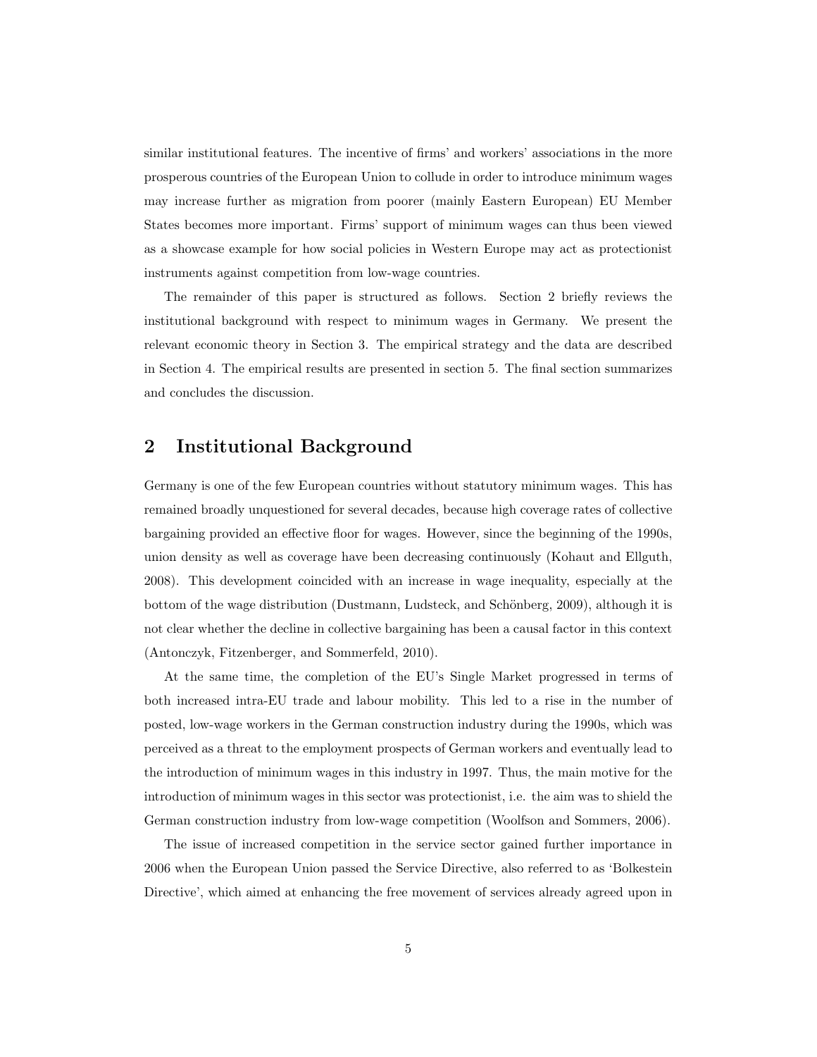similar institutional features. The incentive of firms' and workers' associations in the more prosperous countries of the European Union to collude in order to introduce minimum wages may increase further as migration from poorer (mainly Eastern European) EU Member States becomes more important. Firms' support of minimum wages can thus been viewed as a showcase example for how social policies in Western Europe may act as protectionist instruments against competition from low-wage countries.

The remainder of this paper is structured as follows. Section 2 briefly reviews the institutional background with respect to minimum wages in Germany. We present the relevant economic theory in Section 3. The empirical strategy and the data are described in Section 4. The empirical results are presented in section 5. The final section summarizes and concludes the discussion.

## 2 Institutional Background

Germany is one of the few European countries without statutory minimum wages. This has remained broadly unquestioned for several decades, because high coverage rates of collective bargaining provided an effective floor for wages. However, since the beginning of the 1990s, union density as well as coverage have been decreasing continuously (Kohaut and Ellguth, 2008). This development coincided with an increase in wage inequality, especially at the bottom of the wage distribution (Dustmann, Ludsteck, and Schönberg, 2009), although it is not clear whether the decline in collective bargaining has been a causal factor in this context (Antonczyk, Fitzenberger, and Sommerfeld, 2010).

At the same time, the completion of the EU's Single Market progressed in terms of both increased intra-EU trade and labour mobility. This led to a rise in the number of posted, low-wage workers in the German construction industry during the 1990s, which was perceived as a threat to the employment prospects of German workers and eventually lead to the introduction of minimum wages in this industry in 1997. Thus, the main motive for the introduction of minimum wages in this sector was protectionist, i.e. the aim was to shield the German construction industry from low-wage competition (Woolfson and Sommers, 2006).

The issue of increased competition in the service sector gained further importance in 2006 when the European Union passed the Service Directive, also referred to as 'Bolkestein Directive', which aimed at enhancing the free movement of services already agreed upon in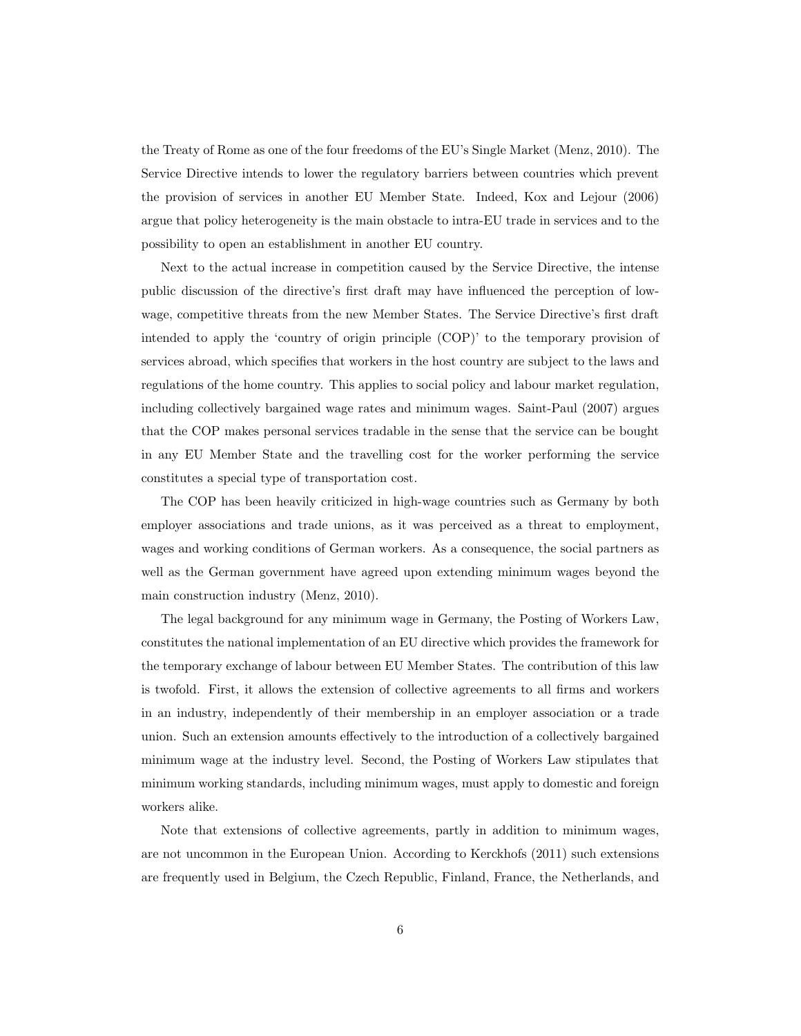the Treaty of Rome as one of the four freedoms of the EU's Single Market (Menz, 2010). The Service Directive intends to lower the regulatory barriers between countries which prevent the provision of services in another EU Member State. Indeed, Kox and Lejour (2006) argue that policy heterogeneity is the main obstacle to intra-EU trade in services and to the possibility to open an establishment in another EU country.

Next to the actual increase in competition caused by the Service Directive, the intense public discussion of the directive's first draft may have influenced the perception of low-wage, competitive threats from the new Member States. The Service Directive's first draft intended to apply the 'country of origin principle (COP)' to the temporary provision of services abroad, which specifies that workers in the host country are subject to the laws and regulations of the home country. This applies to social policy and labour market regulation, including collectively bargained wage rates and minimum wages. Saint-Paul (2007) argues that the COP makes personal services tradable in the sense that the service can be bought in any EU Member State and the travelling cost for the worker performing the service constitutes a special type of transportation cost.

The COP has been heavily criticized in high-wage countries such as Germany by both employer associations and trade unions, as it was perceived as a threat to employment, wages and working conditions of German workers. As a consequence, the social partners as well as the German government have agreed upon extending minimum wages beyond the main construction industry (Menz, 2010).

The legal background for any minimum wage in Germany, the Posting of Workers Law, constitutes the national implementation of an EU directive which provides the framework for the temporary exchange of labour between EU Member States. The contribution of this law is twofold. First, it allows the extension of collective agreements to all firms and workers in an industry, independently of their membership in an employer association or a trade union. Such an extension amounts effectively to the introduction of a collectively bargained minimum wage at the industry level. Second, the Posting of Workers Law stipulates that minimum working standards, including minimum wages, must apply to domestic and foreign workers alike.

Note that extensions of collective agreements, partly in addition to minimum wages, are not uncommon in the European Union. According to Kerckhofs (2011) such extensions are frequently used in Belgium, the Czech Republic, Finland, France, the Netherlands, and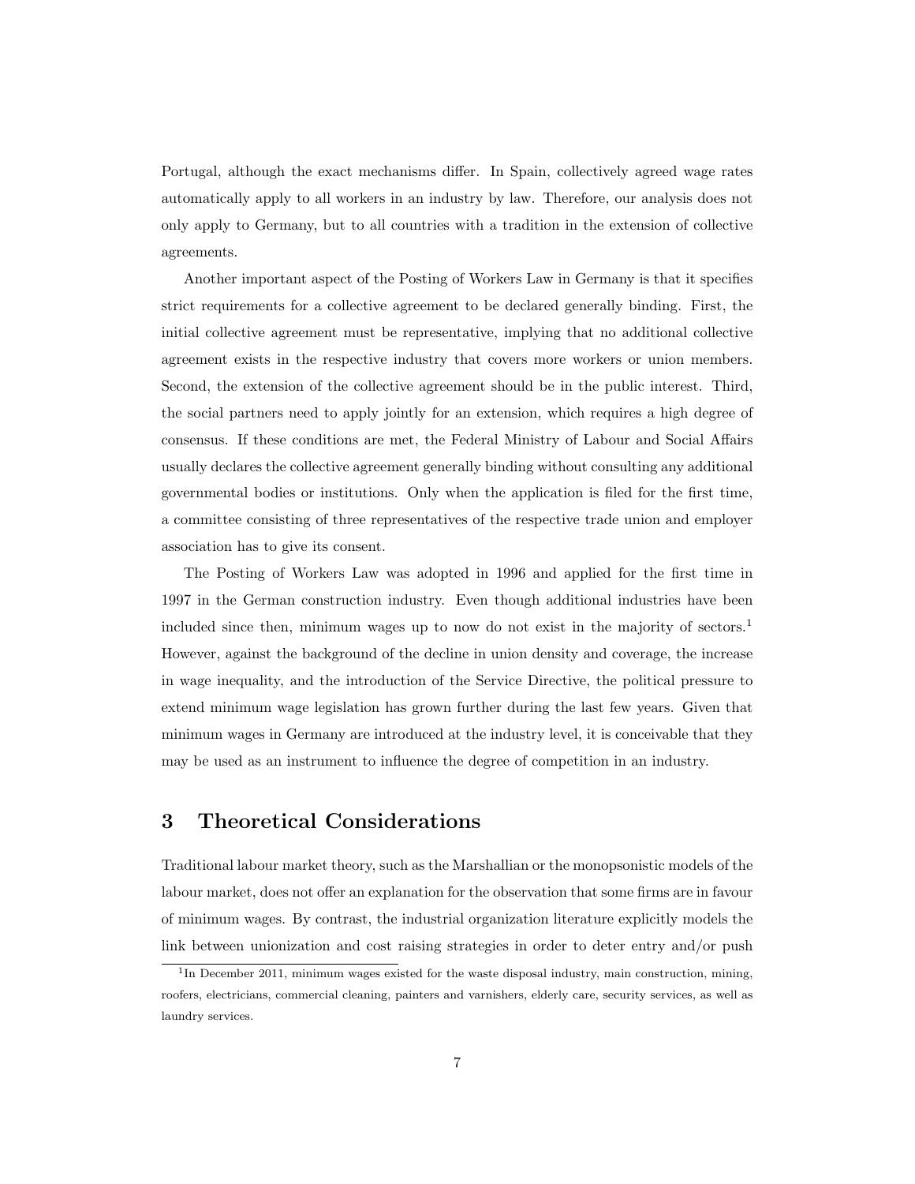Portugal, although the exact mechanisms differ. In Spain, collectively agreed wage rates automatically apply to all workers in an industry by law. Therefore, our analysis does not only apply to Germany, but to all countries with a tradition in the extension of collective agreements.

Another important aspect of the Posting of Workers Law in Germany is that it specifies strict requirements for a collective agreement to be declared generally binding. First, the initial collective agreement must be representative, implying that no additional collective agreement exists in the respective industry that covers more workers or union members. Second, the extension of the collective agreement should be in the public interest. Third, the social partners need to apply jointly for an extension, which requires a high degree of consensus. If these conditions are met, the Federal Ministry of Labour and Social Affairs usually declares the collective agreement generally binding without consulting any additional governmental bodies or institutions. Only when the application is filed for the first time, a committee consisting of three representatives of the respective trade union and employer association has to give its consent.

The Posting of Workers Law was adopted in 1996 and applied for the first time in 1997 in the German construction industry. Even though additional industries have been included since then, minimum wages up to now do not exist in the majority of sectors.[1] However, against the background of the decline in union density and coverage, the increase in wage inequality, and the introduction of the Service Directive, the political pressure to extend minimum wage legislation has grown further during the last few years. Given that minimum wages in Germany are introduced at the industry level, it is conceivable that they may be used as an instrument to influence the degree of competition in an industry.

## 3 Theoretical Considerations

Traditional labour market theory, such as the Marshallian or the monopsonistic models of the labour market, does not offer an explanation for the observation that some firms are in favour of minimum wages. By contrast, the industrial organization literature explicitly models the link between unionization and cost raising strategies in order to deter entry and/or push

[1] In December 2011, minimum wages existed for the waste disposal industry, main construction, mining, roofers, electricians, commercial cleaning, painters and varnishers, elderly care, security services, as well as laundry services.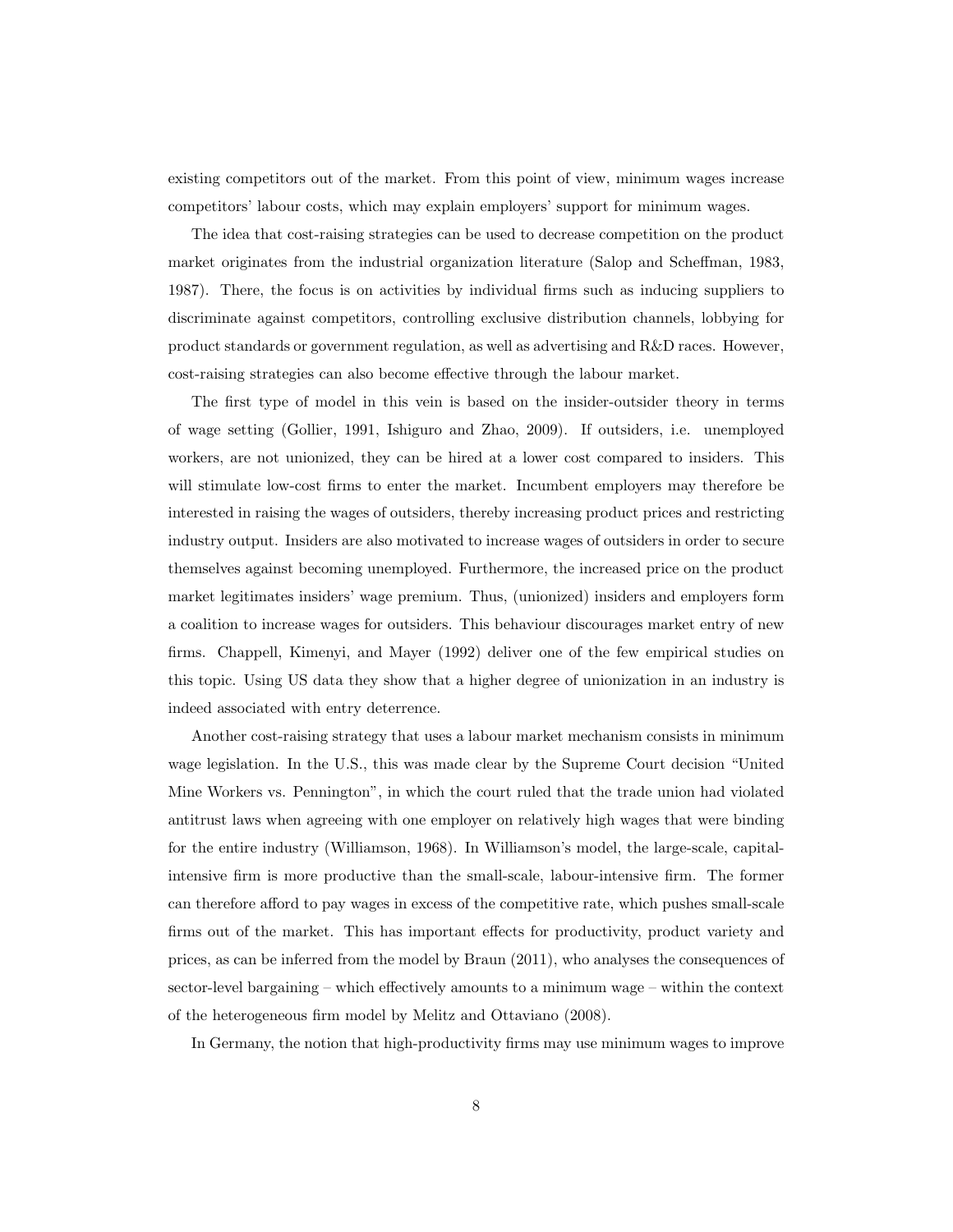existing competitors out of the market. From this point of view, minimum wages increase competitors' labour costs, which may explain employers' support for minimum wages.

The idea that cost-raising strategies can be used to decrease competition on the product market originates from the industrial organization literature (Salop and Scheffman, 1983, 1987). There, the focus is on activities by individual firms such as inducing suppliers to discriminate against competitors, controlling exclusive distribution channels, lobbying for product standards or government regulation, as well as advertising and R&D races. However, cost-raising strategies can also become effective through the labour market.

The first type of model in this vein is based on the insider-outsider theory in terms of wage setting (Gollier, 1991, Ishiguro and Zhao, 2009). If outsiders, i.e. unemployed workers, are not unionized, they can be hired at a lower cost compared to insiders. This will stimulate low-cost firms to enter the market. Incumbent employers may therefore be interested in raising the wages of outsiders, thereby increasing product prices and restricting industry output. Insiders are also motivated to increase wages of outsiders in order to secure themselves against becoming unemployed. Furthermore, the increased price on the product market legitimates insiders' wage premium. Thus, (unionized) insiders and employers form a coalition to increase wages for outsiders. This behaviour discourages market entry of new firms. Chappell, Kimenyi, and Mayer (1992) deliver one of the few empirical studies on this topic. Using US data they show that a higher degree of unionization in an industry is indeed associated with entry deterrence.

Another cost-raising strategy that uses a labour market mechanism consists in minimum wage legislation. In the U.S., this was made clear by the Supreme Court decision "United Mine Workers vs. Pennington", in which the court ruled that the trade union had violated antitrust laws when agreeing with one employer on relatively high wages that were binding for the entire industry (Williamson, 1968). In Williamson's model, the large-scale, capital-intensive firm is more productive than the small-scale, labour-intensive firm. The former can therefore afford to pay wages in excess of the competitive rate, which pushes small-scale firms out of the market. This has important effects for productivity, product variety and prices, as can be inferred from the model by Braun (2011), who analyses the consequences of sector-level bargaining – which effectively amounts to a minimum wage – within the context of the heterogeneous firm model by Melitz and Ottaviano (2008).

In Germany, the notion that high-productivity firms may use minimum wages to improve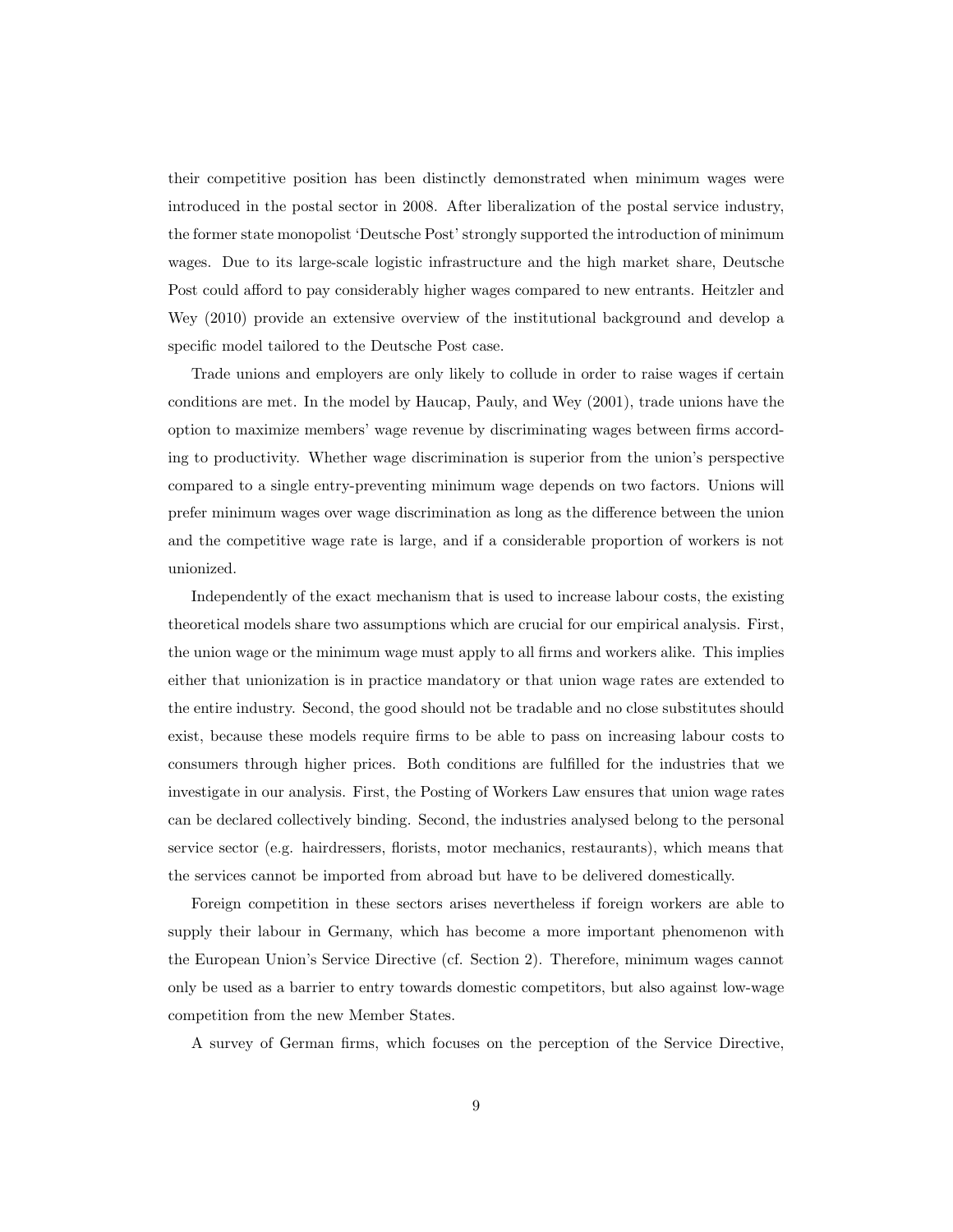their competitive position has been distinctly demonstrated when minimum wages were introduced in the postal sector in 2008. After liberalization of the postal service industry, the former state monopolist 'Deutsche Post' strongly supported the introduction of minimum wages. Due to its large-scale logistic infrastructure and the high market share, Deutsche Post could afford to pay considerably higher wages compared to new entrants. Heitzler and Wey (2010) provide an extensive overview of the institutional background and develop a specific model tailored to the Deutsche Post case.

Trade unions and employers are only likely to collude in order to raise wages if certain conditions are met. In the model by Haucap, Pauly, and Wey (2001), trade unions have the option to maximize members' wage revenue by discriminating wages between firms according to productivity. Whether wage discrimination is superior from the union's perspective compared to a single entry-preventing minimum wage depends on two factors. Unions will prefer minimum wages over wage discrimination as long as the difference between the union and the competitive wage rate is large, and if a considerable proportion of workers is not unionized.

Independently of the exact mechanism that is used to increase labour costs, the existing theoretical models share two assumptions which are crucial for our empirical analysis. First, the union wage or the minimum wage must apply to all firms and workers alike. This implies either that unionization is in practice mandatory or that union wage rates are extended to the entire industry. Second, the good should not be tradable and no close substitutes should exist, because these models require firms to be able to pass on increasing labour costs to consumers through higher prices. Both conditions are fulfilled for the industries that we investigate in our analysis. First, the Posting of Workers Law ensures that union wage rates can be declared collectively binding. Second, the industries analysed belong to the personal service sector (e.g. hairdressers, florists, motor mechanics, restaurants), which means that the services cannot be imported from abroad but have to be delivered domestically.

Foreign competition in these sectors arises nevertheless if foreign workers are able to supply their labour in Germany, which has become a more important phenomenon with the European Union's Service Directive (cf. Section 2). Therefore, minimum wages cannot only be used as a barrier to entry towards domestic competitors, but also against low-wage competition from the new Member States.

A survey of German firms, which focuses on the perception of the Service Directive,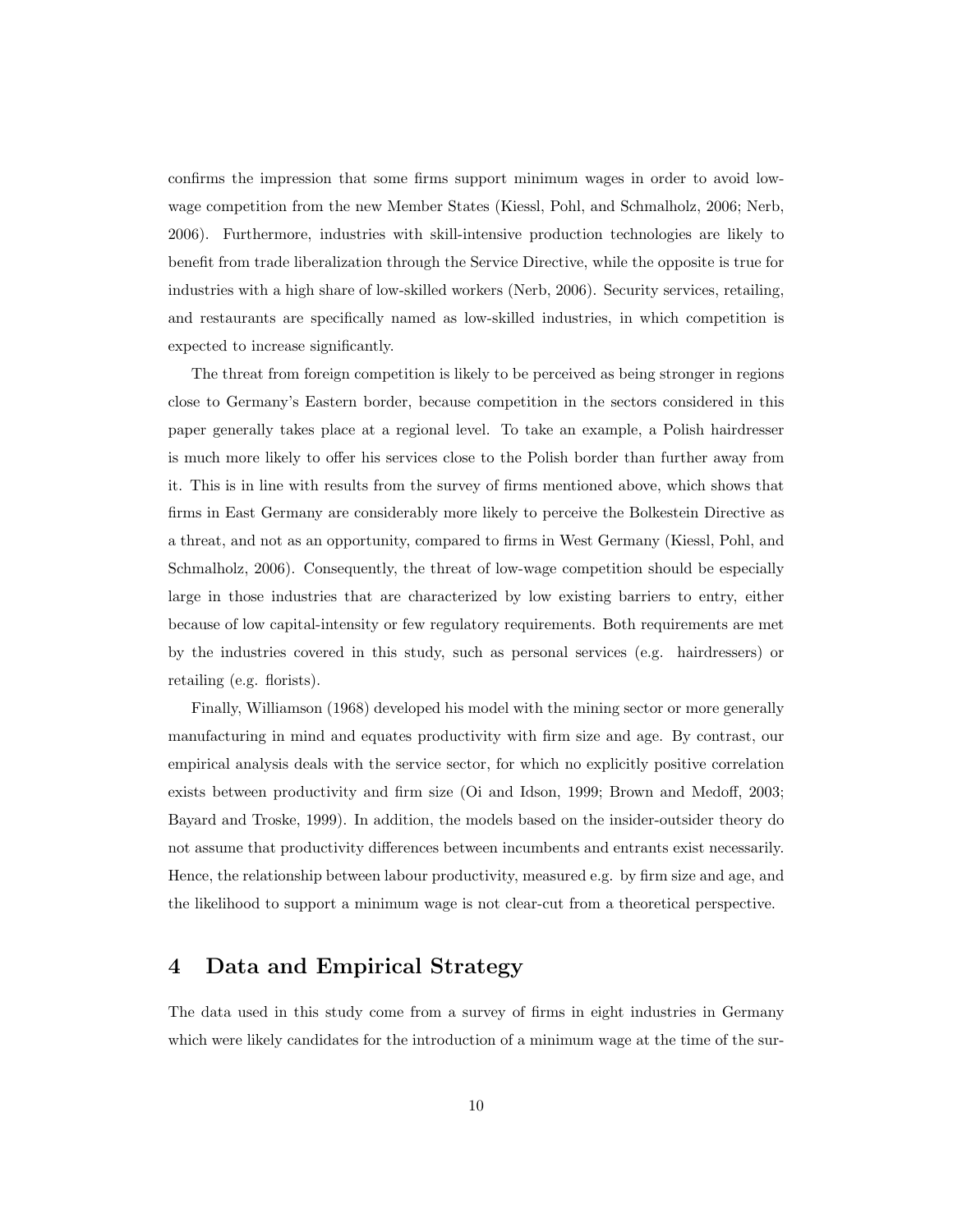confirms the impression that some firms support minimum wages in order to avoid low-wage competition from the new Member States (Kiessl, Pohl, and Schmalholz, 2006; Nerb, 2006). Furthermore, industries with skill-intensive production technologies are likely to benefit from trade liberalization through the Service Directive, while the opposite is true for industries with a high share of low-skilled workers (Nerb, 2006). Security services, retailing, and restaurants are specifically named as low-skilled industries, in which competition is expected to increase significantly.

The threat from foreign competition is likely to be perceived as being stronger in regions close to Germany's Eastern border, because competition in the sectors considered in this paper generally takes place at a regional level. To take an example, a Polish hairdresser is much more likely to offer his services close to the Polish border than further away from it. This is in line with results from the survey of firms mentioned above, which shows that firms in East Germany are considerably more likely to perceive the Bolkestein Directive as a threat, and not as an opportunity, compared to firms in West Germany (Kiessl, Pohl, and Schmalholz, 2006). Consequently, the threat of low-wage competition should be especially large in those industries that are characterized by low existing barriers to entry, either because of low capital-intensity or few regulatory requirements. Both requirements are met by the industries covered in this study, such as personal services (e.g. hairdressers) or retailing (e.g. florists).

Finally, Williamson (1968) developed his model with the mining sector or more generally manufacturing in mind and equates productivity with firm size and age. By contrast, our empirical analysis deals with the service sector, for which no explicitly positive correlation exists between productivity and firm size (Oi and Idson, 1999; Brown and Medoff, 2003; Bayard and Troske, 1999). In addition, the models based on the insider-outsider theory do not assume that productivity differences between incumbents and entrants exist necessarily. Hence, the relationship between labour productivity, measured e.g. by firm size and age, and the likelihood to support a minimum wage is not clear-cut from a theoretical perspective.

# 4 Data and Empirical Strategy

The data used in this study come from a survey of firms in eight industries in Germany which were likely candidates for the introduction of a minimum wage at the time of the sur-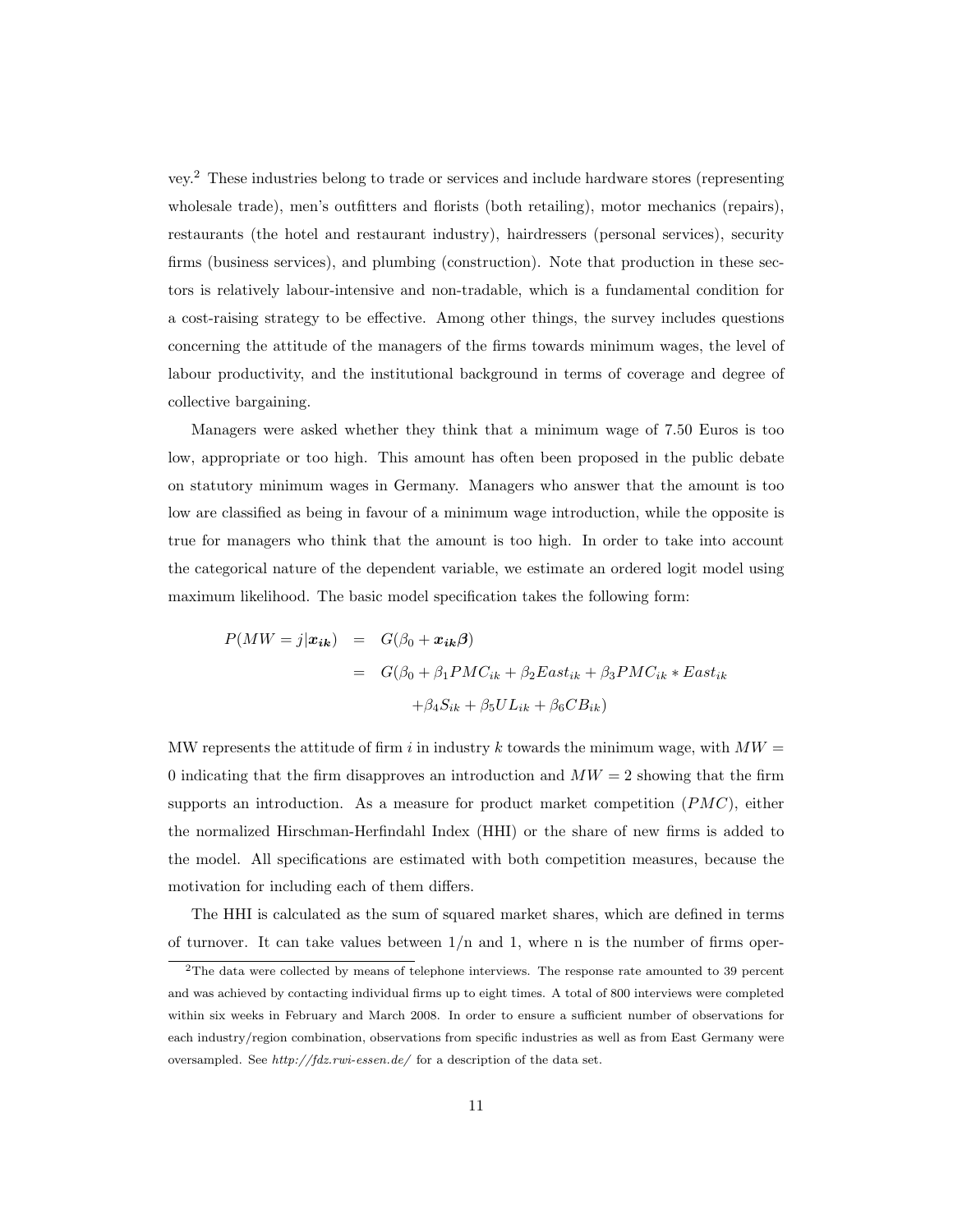vey.[2] These industries belong to trade or services and include hardware stores (representing wholesale trade), men's outfitters and florists (both retailing), motor mechanics (repairs), restaurants (the hotel and restaurant industry), hairdressers (personal services), security firms (business services), and plumbing (construction). Note that production in these sectors is relatively labour-intensive and non-tradable, which is a fundamental condition for a cost-raising strategy to be effective. Among other things, the survey includes questions concerning the attitude of the managers of the firms towards minimum wages, the level of labour productivity, and the institutional background in terms of coverage and degree of collective bargaining.

Managers were asked whether they think that a minimum wage of 7.50 Euros is too low, appropriate or too high. This amount has often been proposed in the public debate on statutory minimum wages in Germany. Managers who answer that the amount is too low are classified as being in favour of a minimum wage introduction, while the opposite is true for managers who think that the amount is too high. In order to take into account the categorical nature of the dependent variable, we estimate an ordered logit model using maximum likelihood. The basic model specification takes the following form:

$$
\begin{aligned}
P(MW = j|\boldsymbol{x_{ik}}) &= G(\beta_0 + \boldsymbol{x_{ik}\beta}) \\
&= G(\beta_0 + \beta_1 PMC_{ik} + \beta_2 East_{ik} + \beta_3 PMC_{ik} * East_{ik} \\
&\qquad + \beta_4 S_{ik} + \beta_5 UL_{ik} + \beta_6 CB_{ik})
\end{aligned}
$$

MW represents the attitude of firm $i$ in industry $k$ towards the minimum wage, with $MW = 0$ indicating that the firm disapproves an introduction and $MW = 2$ showing that the firm supports an introduction. As a measure for product market competition ($PMC$), either the normalized Hirschman-Herfindahl Index (HHI) or the share of new firms is added to the model. All specifications are estimated with both competition measures, because the motivation for including each of them differs.

The HHI is calculated as the sum of squared market shares, which are defined in terms of turnover. It can take values between 1/n and 1, where n is the number of firms oper-

[2] The data were collected by means of telephone interviews. The response rate amounted to 39 percent and was achieved by contacting individual firms up to eight times. A total of 800 interviews were completed within six weeks in February and March 2008. In order to ensure a sufficient number of observations for each industry/region combination, observations from specific industries as well as from East Germany were oversampled. See *http://fdz.rwi-essen.de/* for a description of the data set.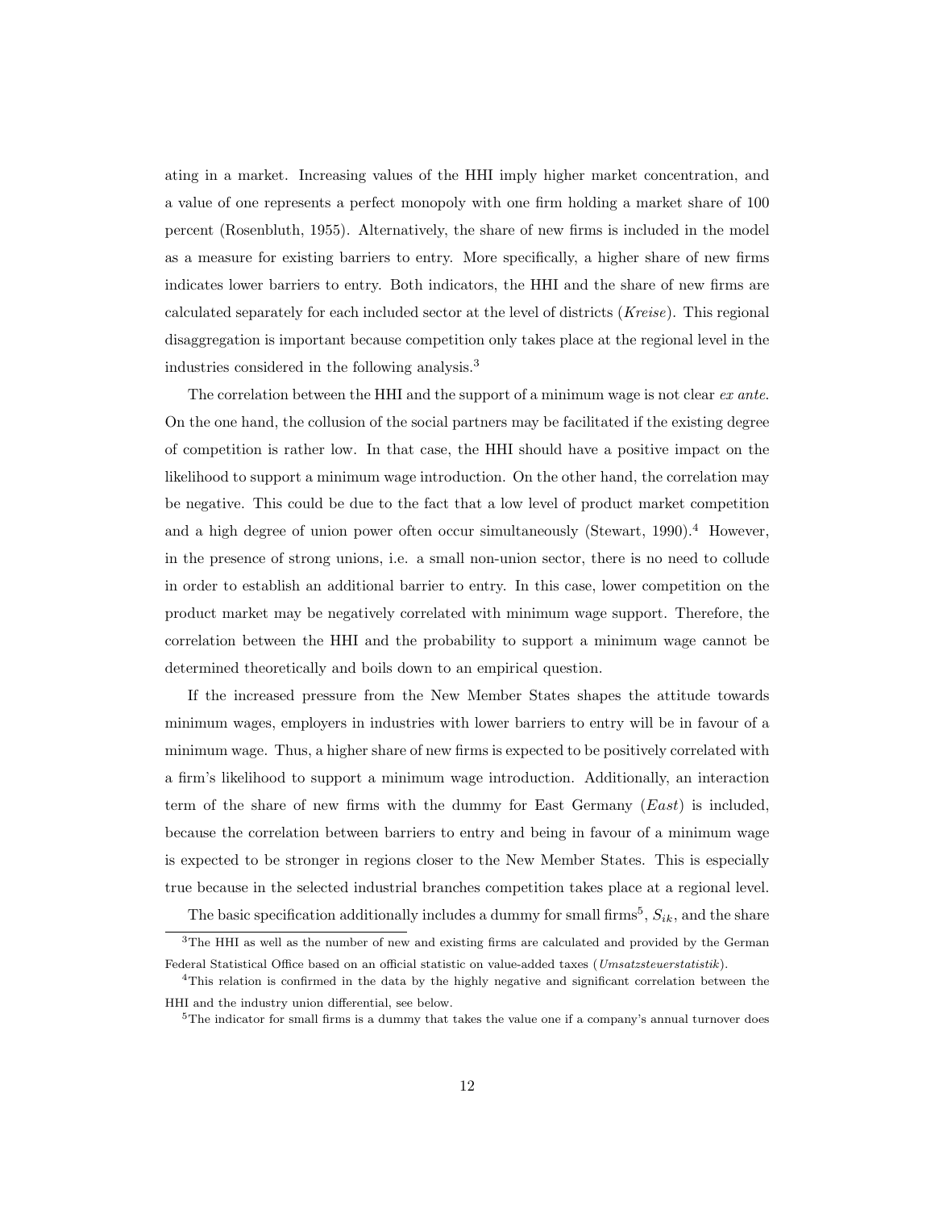ating in a market. Increasing values of the HHI imply higher market concentration, and a value of one represents a perfect monopoly with one firm holding a market share of 100 percent (Rosenbluth, 1955). Alternatively, the share of new firms is included in the model as a measure for existing barriers to entry. More specifically, a higher share of new firms indicates lower barriers to entry. Both indicators, the HHI and the share of new firms are calculated separately for each included sector at the level of districts (*Kreise*). This regional disaggregation is important because competition only takes place at the regional level in the industries considered in the following analysis.[3]

The correlation between the HHI and the support of a minimum wage is not clear *ex ante*. On the one hand, the collusion of the social partners may be facilitated if the existing degree of competition is rather low. In that case, the HHI should have a positive impact on the likelihood to support a minimum wage introduction. On the other hand, the correlation may be negative. This could be due to the fact that a low level of product market competition and a high degree of union power often occur simultaneously (Stewart, 1990).[4] However, in the presence of strong unions, i.e. a small non-union sector, there is no need to collude in order to establish an additional barrier to entry. In this case, lower competition on the product market may be negatively correlated with minimum wage support. Therefore, the correlation between the HHI and the probability to support a minimum wage cannot be determined theoretically and boils down to an empirical question.

If the increased pressure from the New Member States shapes the attitude towards minimum wages, employers in industries with lower barriers to entry will be in favour of a minimum wage. Thus, a higher share of new firms is expected to be positively correlated with a firm's likelihood to support a minimum wage introduction. Additionally, an interaction term of the share of new firms with the dummy for East Germany (*East*) is included, because the correlation between barriers to entry and being in favour of a minimum wage is expected to be stronger in regions closer to the New Member States. This is especially true because in the selected industrial branches competition takes place at a regional level.

The basic specification additionally includes a dummy for small firms[5], $S_{ik}$, and the share

[3] The HHI as well as the number of new and existing firms are calculated and provided by the German Federal Statistical Office based on an official statistic on value-added taxes (*Umsatzsteuerstatistik*).

[4] This relation is confirmed in the data by the highly negative and significant correlation between the HHI and the industry union differential, see below.

[5] The indicator for small firms is a dummy that takes the value one if a company's annual turnover does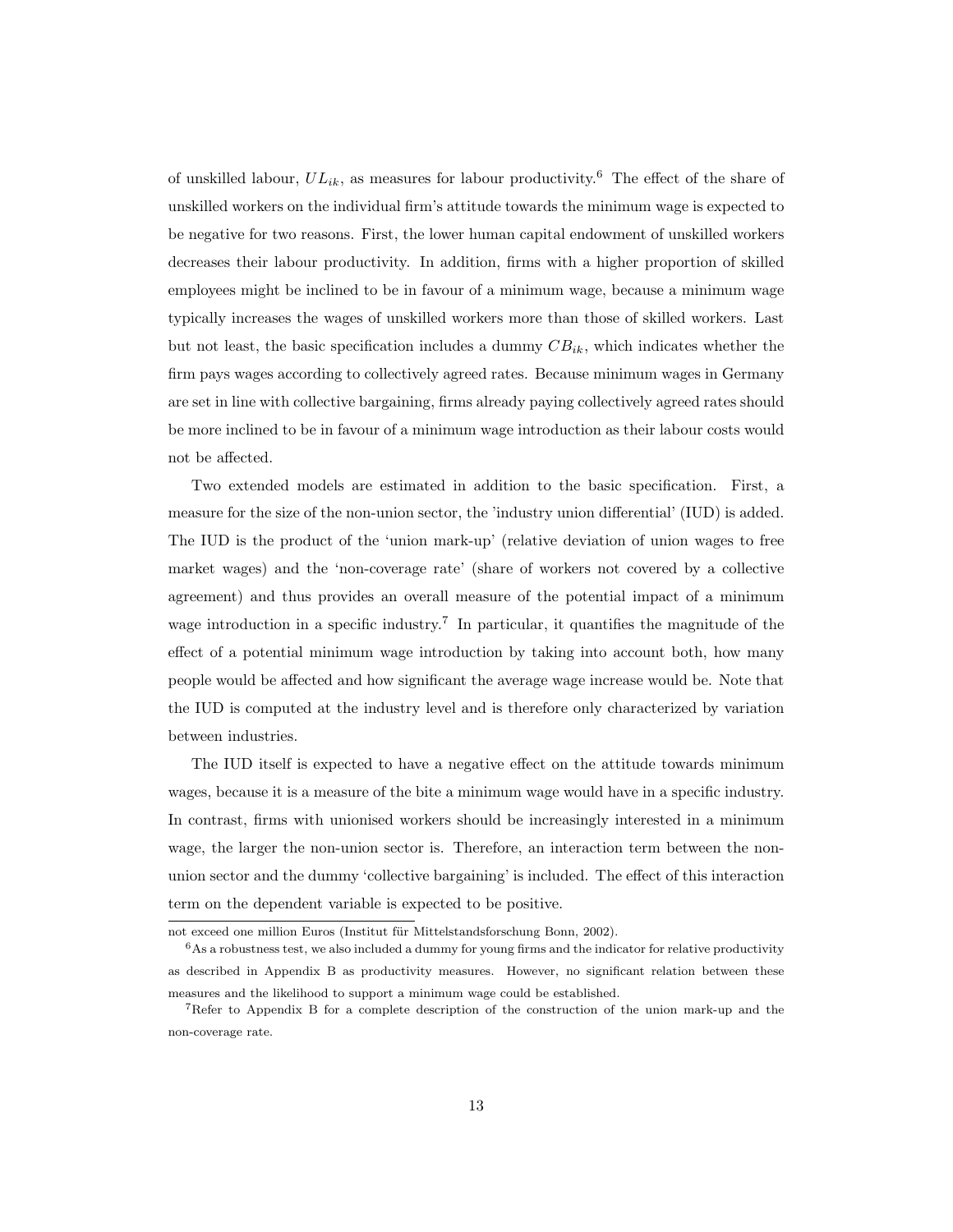of unskilled labour, $UL_{ik}$, as measures for labour productivity.[6] The effect of the share of unskilled workers on the individual firm's attitude towards the minimum wage is expected to be negative for two reasons. First, the lower human capital endowment of unskilled workers decreases their labour productivity. In addition, firms with a higher proportion of skilled employees might be inclined to be in favour of a minimum wage, because a minimum wage typically increases the wages of unskilled workers more than those of skilled workers. Last but not least, the basic specification includes a dummy $CB_{ik}$, which indicates whether the firm pays wages according to collectively agreed rates. Because minimum wages in Germany are set in line with collective bargaining, firms already paying collectively agreed rates should be more inclined to be in favour of a minimum wage introduction as their labour costs would not be affected.

Two extended models are estimated in addition to the basic specification. First, a measure for the size of the non-union sector, the 'industry union differential' (IUD) is added. The IUD is the product of the 'union mark-up' (relative deviation of union wages to free market wages) and the 'non-coverage rate' (share of workers not covered by a collective agreement) and thus provides an overall measure of the potential impact of a minimum wage introduction in a specific industry.[7] In particular, it quantifies the magnitude of the effect of a potential minimum wage introduction by taking into account both, how many people would be affected and how significant the average wage increase would be. Note that the IUD is computed at the industry level and is therefore only characterized by variation between industries.

The IUD itself is expected to have a negative effect on the attitude towards minimum wages, because it is a measure of the bite a minimum wage would have in a specific industry. In contrast, firms with unionised workers should be increasingly interested in a minimum wage, the larger the non-union sector is. Therefore, an interaction term between the non-union sector and the dummy 'collective bargaining' is included. The effect of this interaction term on the dependent variable is expected to be positive.

not exceed one million Euros (Institut für Mittelstandsforschung Bonn, 2002).

[6] As a robustness test, we also included a dummy for young firms and the indicator for relative productivity as described in Appendix B as productivity measures. However, no significant relation between these measures and the likelihood to support a minimum wage could be established.

[7] Refer to Appendix B for a complete description of the construction of the union mark-up and the non-coverage rate.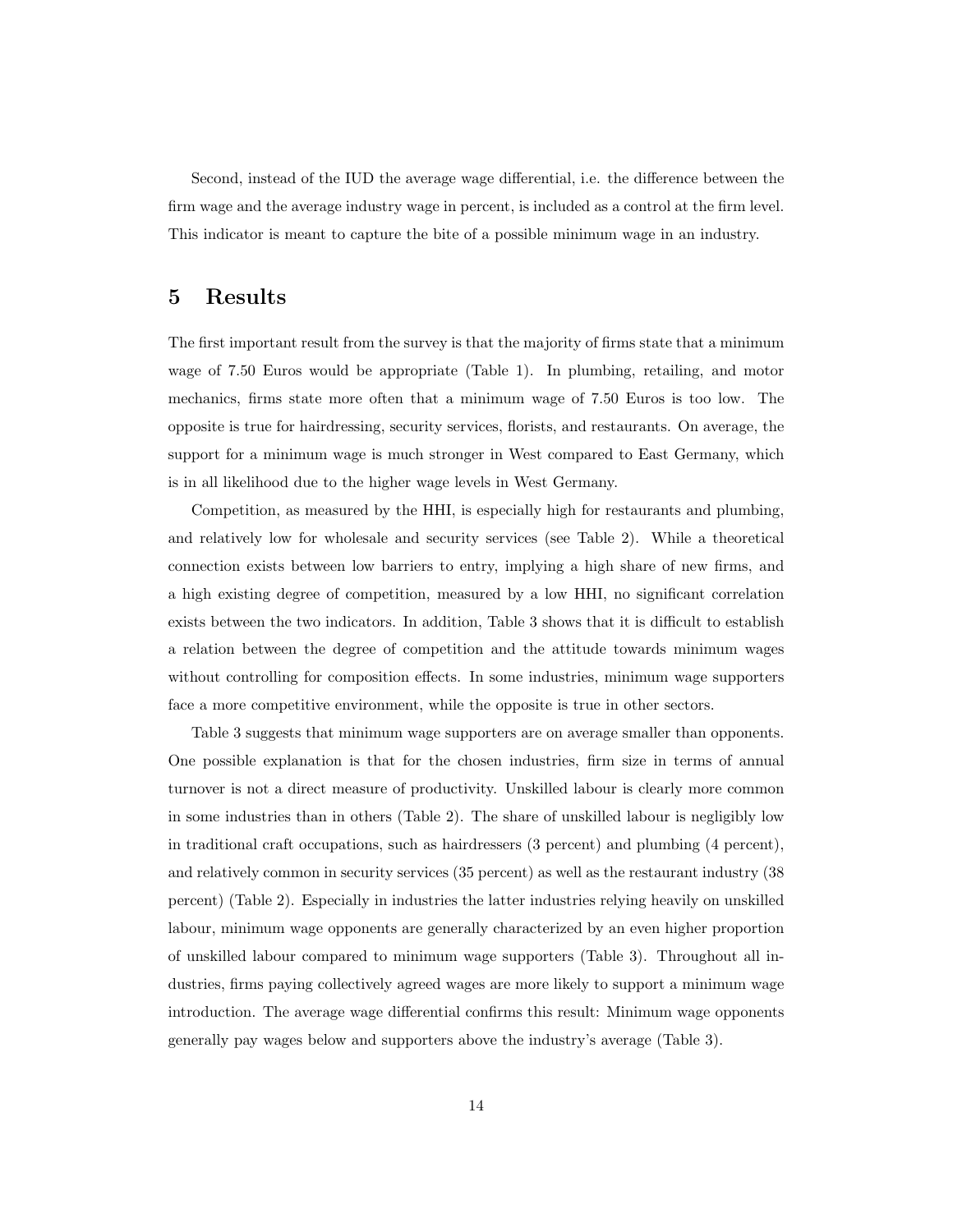Second, instead of the IUD the average wage differential, i.e. the difference between the firm wage and the average industry wage in percent, is included as a control at the firm level. This indicator is meant to capture the bite of a possible minimum wage in an industry.

# 5 Results

The first important result from the survey is that the majority of firms state that a minimum wage of 7.50 Euros would be appropriate (Table 1). In plumbing, retailing, and motor mechanics, firms state more often that a minimum wage of 7.50 Euros is too low. The opposite is true for hairdressing, security services, florists, and restaurants. On average, the support for a minimum wage is much stronger in West compared to East Germany, which is in all likelihood due to the higher wage levels in West Germany.

Competition, as measured by the HHI, is especially high for restaurants and plumbing, and relatively low for wholesale and security services (see Table 2). While a theoretical connection exists between low barriers to entry, implying a high share of new firms, and a high existing degree of competition, measured by a low HHI, no significant correlation exists between the two indicators. In addition, Table 3 shows that it is difficult to establish a relation between the degree of competition and the attitude towards minimum wages without controlling for composition effects. In some industries, minimum wage supporters face a more competitive environment, while the opposite is true in other sectors.

Table 3 suggests that minimum wage supporters are on average smaller than opponents. One possible explanation is that for the chosen industries, firm size in terms of annual turnover is not a direct measure of productivity. Unskilled labour is clearly more common in some industries than in others (Table 2). The share of unskilled labour is negligibly low in traditional craft occupations, such as hairdressers (3 percent) and plumbing (4 percent), and relatively common in security services (35 percent) as well as the restaurant industry (38 percent) (Table 2). Especially in industries the latter industries relying heavily on unskilled labour, minimum wage opponents are generally characterized by an even higher proportion of unskilled labour compared to minimum wage supporters (Table 3). Throughout all industries, firms paying collectively agreed wages are more likely to support a minimum wage introduction. The average wage differential confirms this result: Minimum wage opponents generally pay wages below and supporters above the industry's average (Table 3).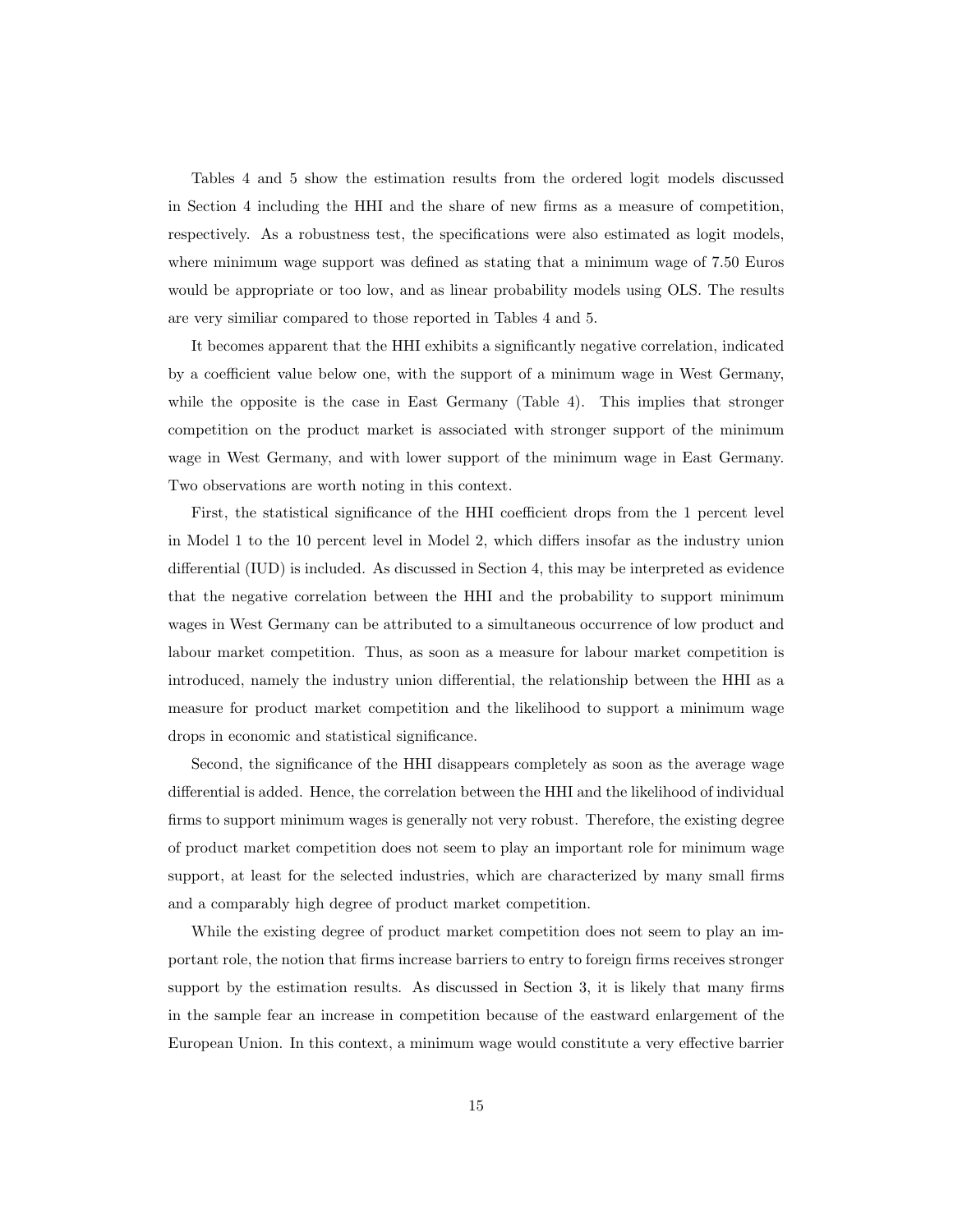Tables 4 and 5 show the estimation results from the ordered logit models discussed in Section 4 including the HHI and the share of new firms as a measure of competition, respectively. As a robustness test, the specifications were also estimated as logit models, where minimum wage support was defined as stating that a minimum wage of 7.50 Euros would be appropriate or too low, and as linear probability models using OLS. The results are very similiar compared to those reported in Tables 4 and 5.

It becomes apparent that the HHI exhibits a significantly negative correlation, indicated by a coefficient value below one, with the support of a minimum wage in West Germany, while the opposite is the case in East Germany (Table 4). This implies that stronger competition on the product market is associated with stronger support of the minimum wage in West Germany, and with lower support of the minimum wage in East Germany. Two observations are worth noting in this context.

First, the statistical significance of the HHI coefficient drops from the 1 percent level in Model 1 to the 10 percent level in Model 2, which differs insofar as the industry union differential (IUD) is included. As discussed in Section 4, this may be interpreted as evidence that the negative correlation between the HHI and the probability to support minimum wages in West Germany can be attributed to a simultaneous occurrence of low product and labour market competition. Thus, as soon as a measure for labour market competition is introduced, namely the industry union differential, the relationship between the HHI as a measure for product market competition and the likelihood to support a minimum wage drops in economic and statistical significance.

Second, the significance of the HHI disappears completely as soon as the average wage differential is added. Hence, the correlation between the HHI and the likelihood of individual firms to support minimum wages is generally not very robust. Therefore, the existing degree of product market competition does not seem to play an important role for minimum wage support, at least for the selected industries, which are characterized by many small firms and a comparably high degree of product market competition.

While the existing degree of product market competition does not seem to play an important role, the notion that firms increase barriers to entry to foreign firms receives stronger support by the estimation results. As discussed in Section 3, it is likely that many firms in the sample fear an increase in competition because of the eastward enlargement of the European Union. In this context, a minimum wage would constitute a very effective barrier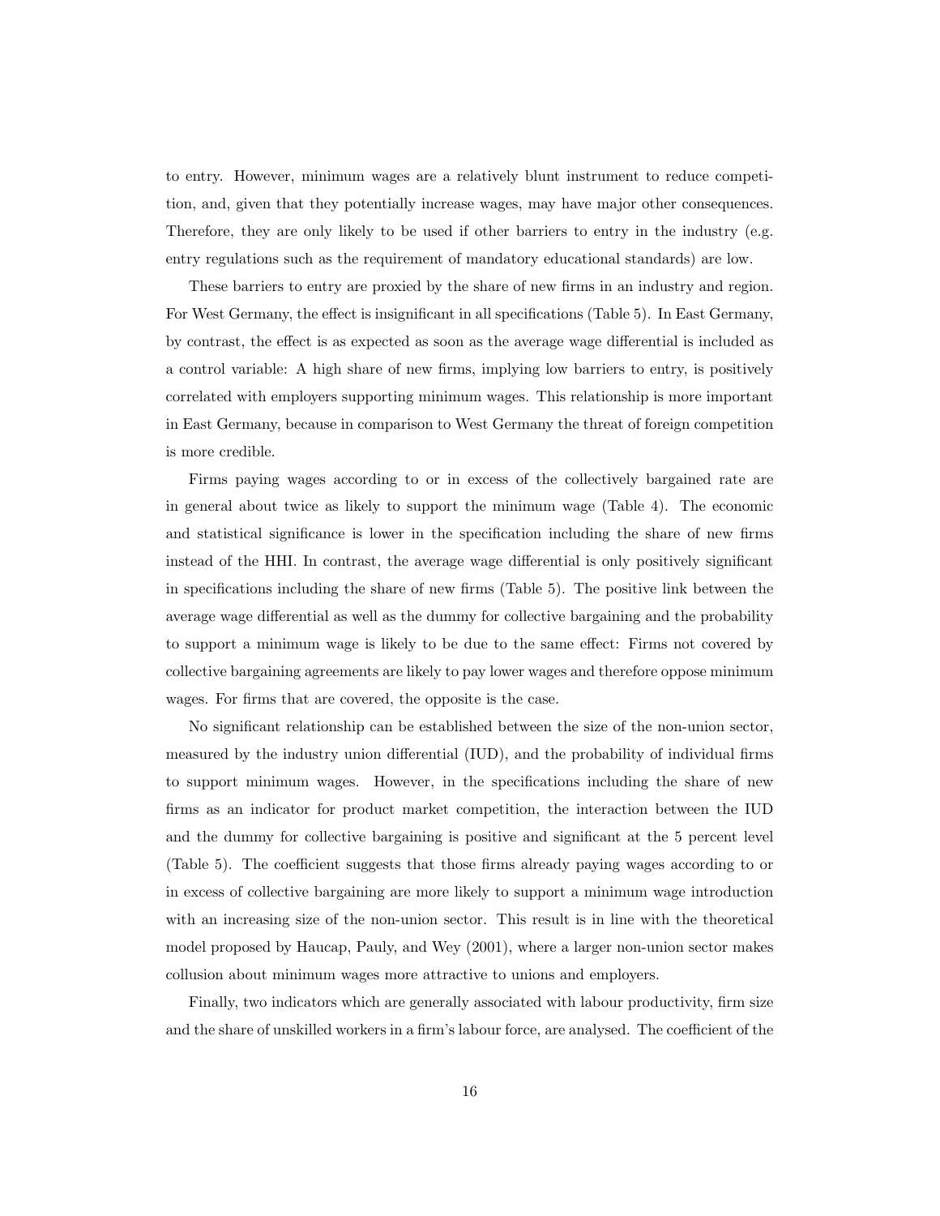to entry. However, minimum wages are a relatively blunt instrument to reduce competition, and, given that they potentially increase wages, may have major other consequences. Therefore, they are only likely to be used if other barriers to entry in the industry (e.g. entry regulations such as the requirement of mandatory educational standards) are low.

These barriers to entry are proxied by the share of new firms in an industry and region. For West Germany, the effect is insignificant in all specifications (Table 5). In East Germany, by contrast, the effect is as expected as soon as the average wage differential is included as a control variable: A high share of new firms, implying low barriers to entry, is positively correlated with employers supporting minimum wages. This relationship is more important in East Germany, because in comparison to West Germany the threat of foreign competition is more credible.

Firms paying wages according to or in excess of the collectively bargained rate are in general about twice as likely to support the minimum wage (Table 4). The economic and statistical significance is lower in the specification including the share of new firms instead of the HHI. In contrast, the average wage differential is only positively significant in specifications including the share of new firms (Table 5). The positive link between the average wage differential as well as the dummy for collective bargaining and the probability to support a minimum wage is likely to be due to the same effect: Firms not covered by collective bargaining agreements are likely to pay lower wages and therefore oppose minimum wages. For firms that are covered, the opposite is the case.

No significant relationship can be established between the size of the non-union sector, measured by the industry union differential (IUD), and the probability of individual firms to support minimum wages. However, in the specifications including the share of new firms as an indicator for product market competition, the interaction between the IUD and the dummy for collective bargaining is positive and significant at the 5 percent level (Table 5). The coefficient suggests that those firms already paying wages according to or in excess of collective bargaining are more likely to support a minimum wage introduction with an increasing size of the non-union sector. This result is in line with the theoretical model proposed by Haucap, Pauly, and Wey (2001), where a larger non-union sector makes collusion about minimum wages more attractive to unions and employers.

Finally, two indicators which are generally associated with labour productivity, firm size and the share of unskilled workers in a firm's labour force, are analysed. The coefficient of the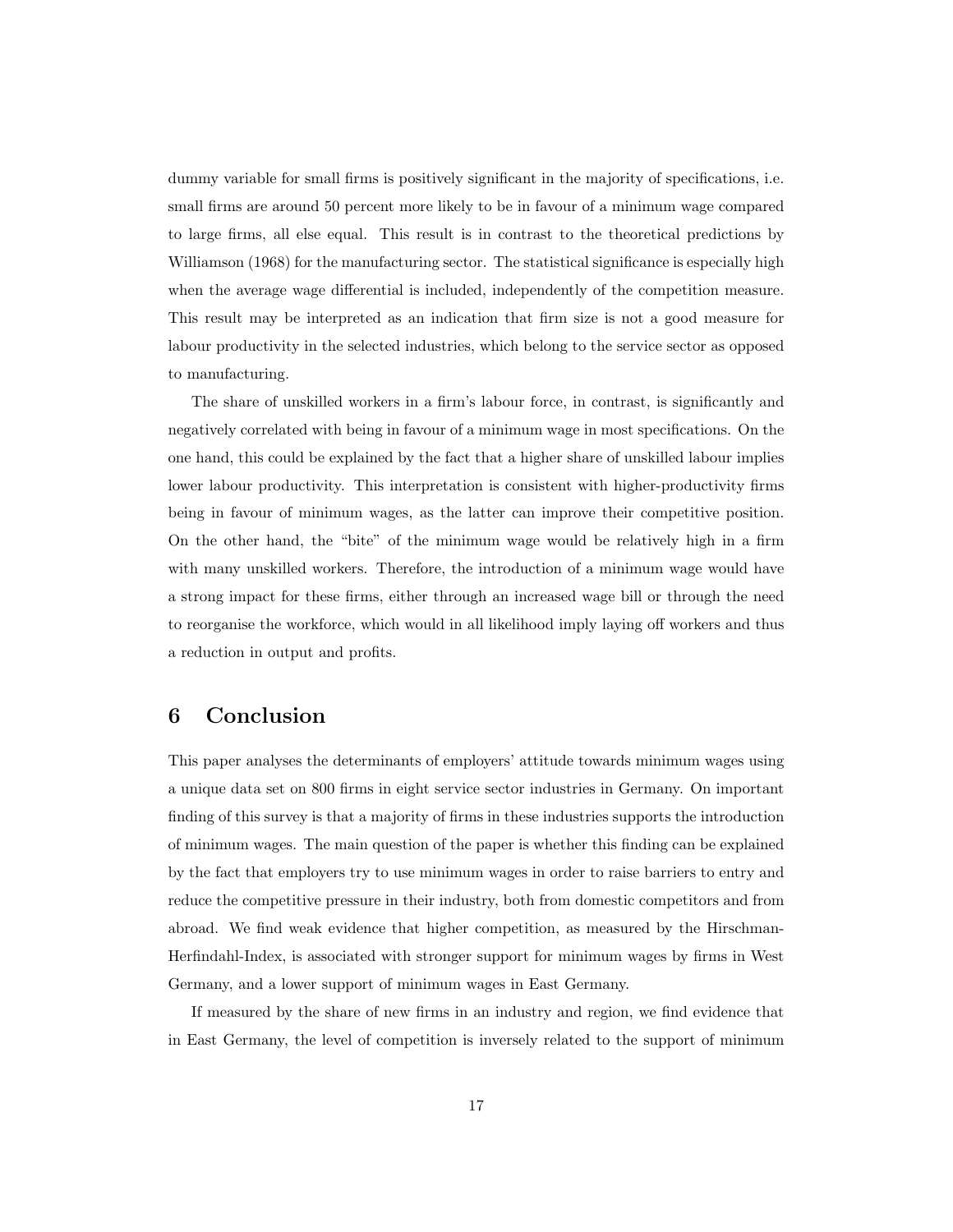dummy variable for small firms is positively significant in the majority of specifications, i.e. small firms are around 50 percent more likely to be in favour of a minimum wage compared to large firms, all else equal. This result is in contrast to the theoretical predictions by Williamson (1968) for the manufacturing sector. The statistical significance is especially high when the average wage differential is included, independently of the competition measure. This result may be interpreted as an indication that firm size is not a good measure for labour productivity in the selected industries, which belong to the service sector as opposed to manufacturing.

The share of unskilled workers in a firm's labour force, in contrast, is significantly and negatively correlated with being in favour of a minimum wage in most specifications. On the one hand, this could be explained by the fact that a higher share of unskilled labour implies lower labour productivity. This interpretation is consistent with higher-productivity firms being in favour of minimum wages, as the latter can improve their competitive position. On the other hand, the "bite" of the minimum wage would be relatively high in a firm with many unskilled workers. Therefore, the introduction of a minimum wage would have a strong impact for these firms, either through an increased wage bill or through the need to reorganise the workforce, which would in all likelihood imply laying off workers and thus a reduction in output and profits.

# 6 Conclusion

This paper analyses the determinants of employers' attitude towards minimum wages using a unique data set on 800 firms in eight service sector industries in Germany. On important finding of this survey is that a majority of firms in these industries supports the introduction of minimum wages. The main question of the paper is whether this finding can be explained by the fact that employers try to use minimum wages in order to raise barriers to entry and reduce the competitive pressure in their industry, both from domestic competitors and from abroad. We find weak evidence that higher competition, as measured by the Hirschman-Herfindahl-Index, is associated with stronger support for minimum wages by firms in West Germany, and a lower support of minimum wages in East Germany.

If measured by the share of new firms in an industry and region, we find evidence that in East Germany, the level of competition is inversely related to the support of minimum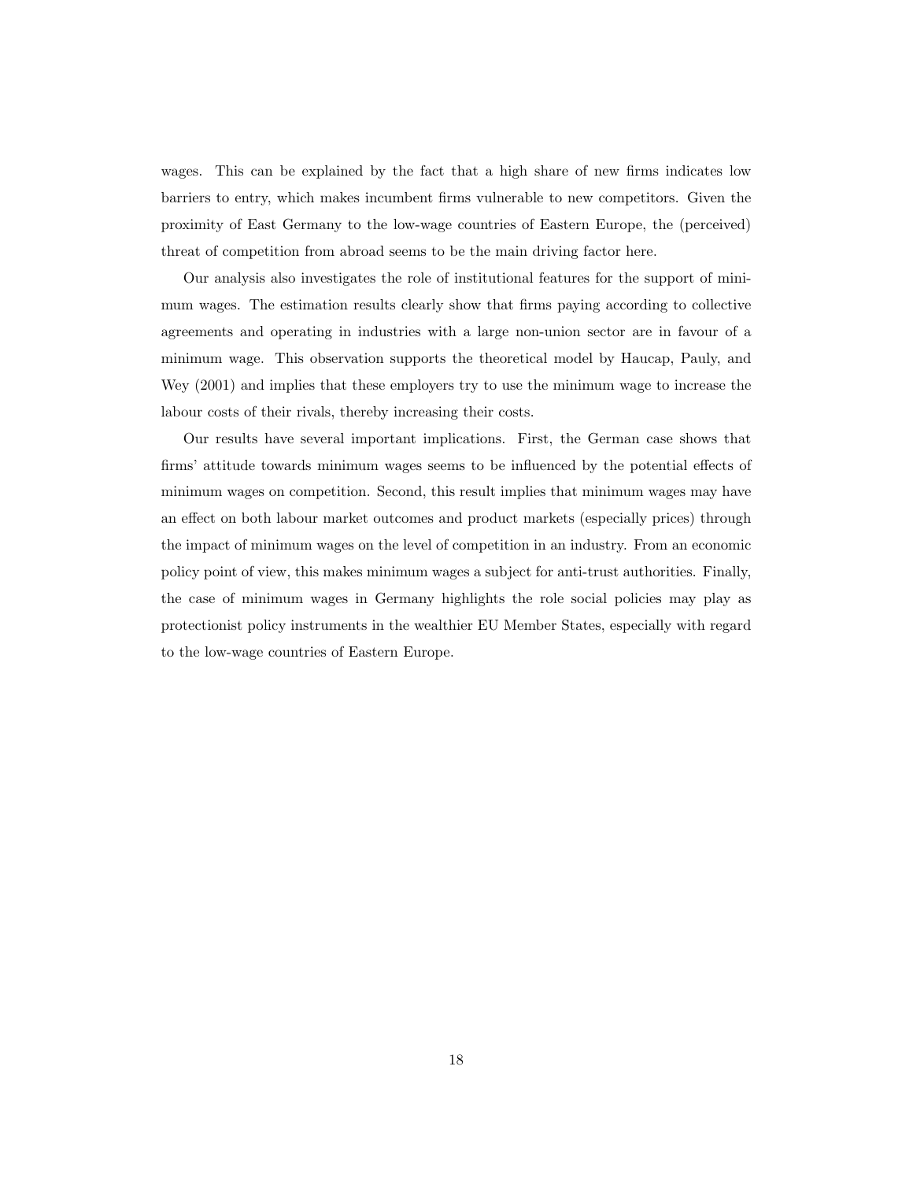wages. This can be explained by the fact that a high share of new firms indicates low barriers to entry, which makes incumbent firms vulnerable to new competitors. Given the proximity of East Germany to the low-wage countries of Eastern Europe, the (perceived) threat of competition from abroad seems to be the main driving factor here.

Our analysis also investigates the role of institutional features for the support of minimum wages. The estimation results clearly show that firms paying according to collective agreements and operating in industries with a large non-union sector are in favour of a minimum wage. This observation supports the theoretical model by Haucap, Pauly, and Wey (2001) and implies that these employers try to use the minimum wage to increase the labour costs of their rivals, thereby increasing their costs.

Our results have several important implications. First, the German case shows that firms' attitude towards minimum wages seems to be influenced by the potential effects of minimum wages on competition. Second, this result implies that minimum wages may have an effect on both labour market outcomes and product markets (especially prices) through the impact of minimum wages on the level of competition in an industry. From an economic policy point of view, this makes minimum wages a subject for anti-trust authorities. Finally, the case of minimum wages in Germany highlights the role social policies may play as protectionist policy instruments in the wealthier EU Member States, especially with regard to the low-wage countries of Eastern Europe.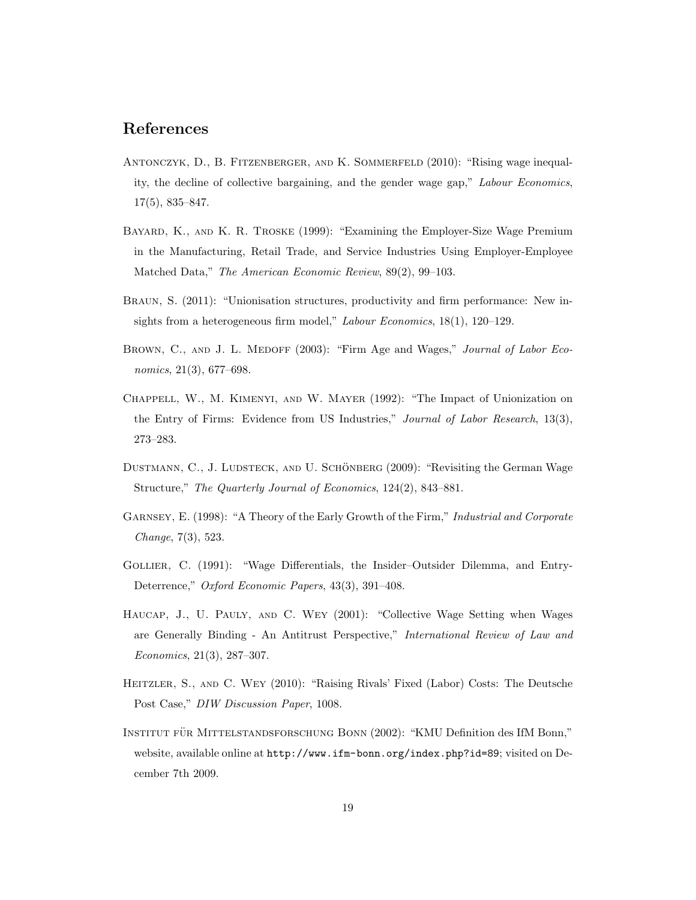## References

Antonczyk, D., B. Fitzenberger, and K. Sommerfeld (2010): "Rising wage inequality, the decline of collective bargaining, and the gender wage gap," *Labour Economics*, 17(5), 835–847.

Bayard, K., and K. R. Troske (1999): "Examining the Employer-Size Wage Premium in the Manufacturing, Retail Trade, and Service Industries Using Employer-Employee Matched Data," *The American Economic Review*, 89(2), 99–103.

Braun, S. (2011): "Unionisation structures, productivity and firm performance: New insights from a heterogeneous firm model," *Labour Economics*, 18(1), 120–129.

Brown, C., and J. L. Medoff (2003): "Firm Age and Wages," *Journal of Labor Economics*, 21(3), 677–698.

Chappell, W., M. Kimenyi, and W. Mayer (1992): "The Impact of Unionization on the Entry of Firms: Evidence from US Industries," *Journal of Labor Research*, 13(3), 273–283.

Dustmann, C., J. Ludsteck, and U. Schönberg (2009): "Revisiting the German Wage Structure," *The Quarterly Journal of Economics*, 124(2), 843–881.

Garnsey, E. (1998): "A Theory of the Early Growth of the Firm," *Industrial and Corporate Change*, 7(3), 523.

Gollier, C. (1991): "Wage Differentials, the Insider–Outsider Dilemma, and Entry-Deterrence," *Oxford Economic Papers*, 43(3), 391–408.

Haucap, J., U. Pauly, and C. Wey (2001): "Collective Wage Setting when Wages are Generally Binding - An Antitrust Perspective," *International Review of Law and Economics*, 21(3), 287–307.

Heitzler, S., and C. Wey (2010): "Raising Rivals' Fixed (Labor) Costs: The Deutsche Post Case," *DIW Discussion Paper*, 1008.

Institut für Mittelstandsforschung Bonn (2002): "KMU Definition des IfM Bonn," website, available online at `http://www.ifm-bonn.org/index.php?id=89`; visited on December 7th 2009.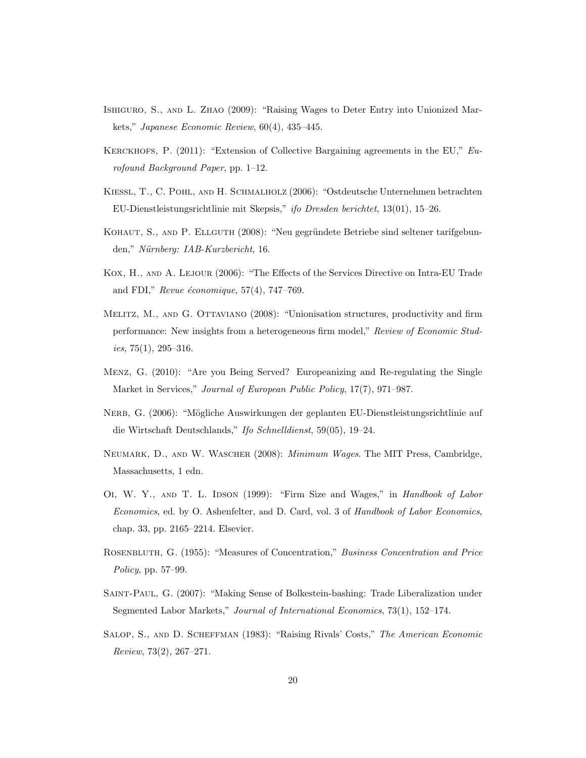Ishiguro, S., and L. Zhao (2009): "Raising Wages to Deter Entry into Unionized Markets," *Japanese Economic Review*, 60(4), 435–445.

Kerckhofs, P. (2011): "Extension of Collective Bargaining agreements in the EU," *Eurofound Background Paper*, pp. 1–12.

Kiessl, T., C. Pohl, and H. Schmalholz (2006): "Ostdeutsche Unternehmen betrachten EU-Dienstleistungsrichtlinie mit Skepsis," *ifo Dresden berichtet*, 13(01), 15–26.

Kohaut, S., and P. Ellguth (2008): "Neu gegründete Betriebe sind seltener tarifgebunden," *Nürnberg: IAB-Kurzbericht*, 16.

Kox, H., and A. Lejour (2006): "The Effects of the Services Directive on Intra-EU Trade and FDI," *Revue économique*, 57(4), 747–769.

Melitz, M., and G. Ottaviano (2008): "Unionisation structures, productivity and firm performance: New insights from a heterogeneous firm model," *Review of Economic Studies*, 75(1), 295–316.

Menz, G. (2010): "Are you Being Served? Europeanizing and Re-regulating the Single Market in Services," *Journal of European Public Policy*, 17(7), 971–987.

Nerb, G. (2006): "Mögliche Auswirkungen der geplanten EU-Dienstleistungsrichtlinie auf die Wirtschaft Deutschlands," *Ifo Schnelldienst*, 59(05), 19–24.

Neumark, D., and W. Wascher (2008): *Minimum Wages*. The MIT Press, Cambridge, Massachusetts, 1 edn.

Oi, W. Y., and T. L. Idson (1999): "Firm Size and Wages," in *Handbook of Labor Economics*, ed. by O. Ashenfelter, and D. Card, vol. 3 of *Handbook of Labor Economics*, chap. 33, pp. 2165–2214. Elsevier.

Rosenbluth, G. (1955): "Measures of Concentration," *Business Concentration and Price Policy*, pp. 57–99.

Saint-Paul, G. (2007): "Making Sense of Bolkestein-bashing: Trade Liberalization under Segmented Labor Markets," *Journal of International Economics*, 73(1), 152–174.

Salop, S., and D. Scheffman (1983): "Raising Rivals' Costs," *The American Economic Review*, 73(2), 267–271.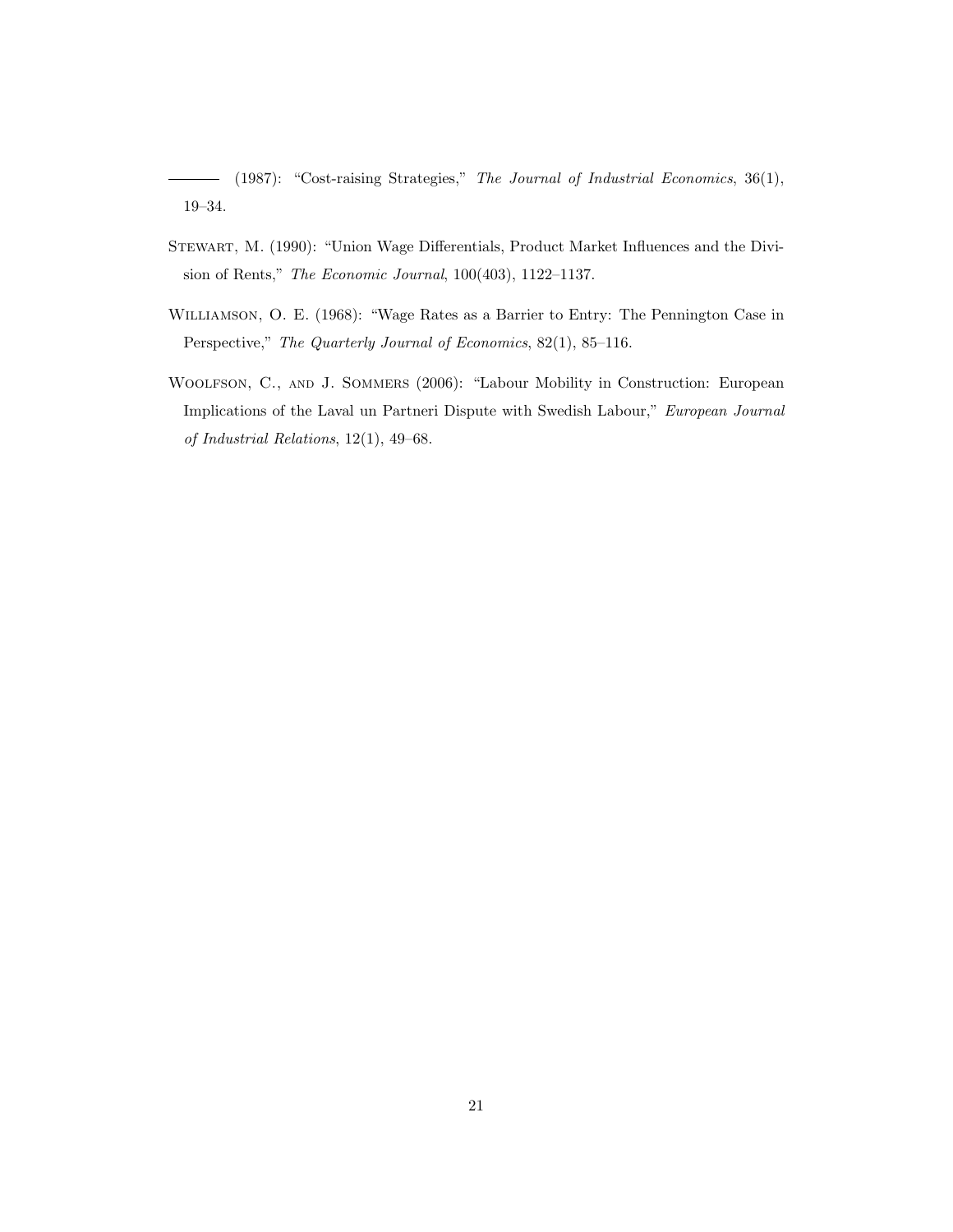——— (1987): "Cost-raising Strategies," *The Journal of Industrial Economics*, 36(1), 19–34.

Stewart, M. (1990): "Union Wage Differentials, Product Market Influences and the Division of Rents," *The Economic Journal*, 100(403), 1122–1137.

Williamson, O. E. (1968): "Wage Rates as a Barrier to Entry: The Pennington Case in Perspective," *The Quarterly Journal of Economics*, 82(1), 85–116.

Woolfson, C., and J. Sommers (2006): "Labour Mobility in Construction: European Implications of the Laval un Partneri Dispute with Swedish Labour," *European Journal of Industrial Relations*, 12(1), 49–68.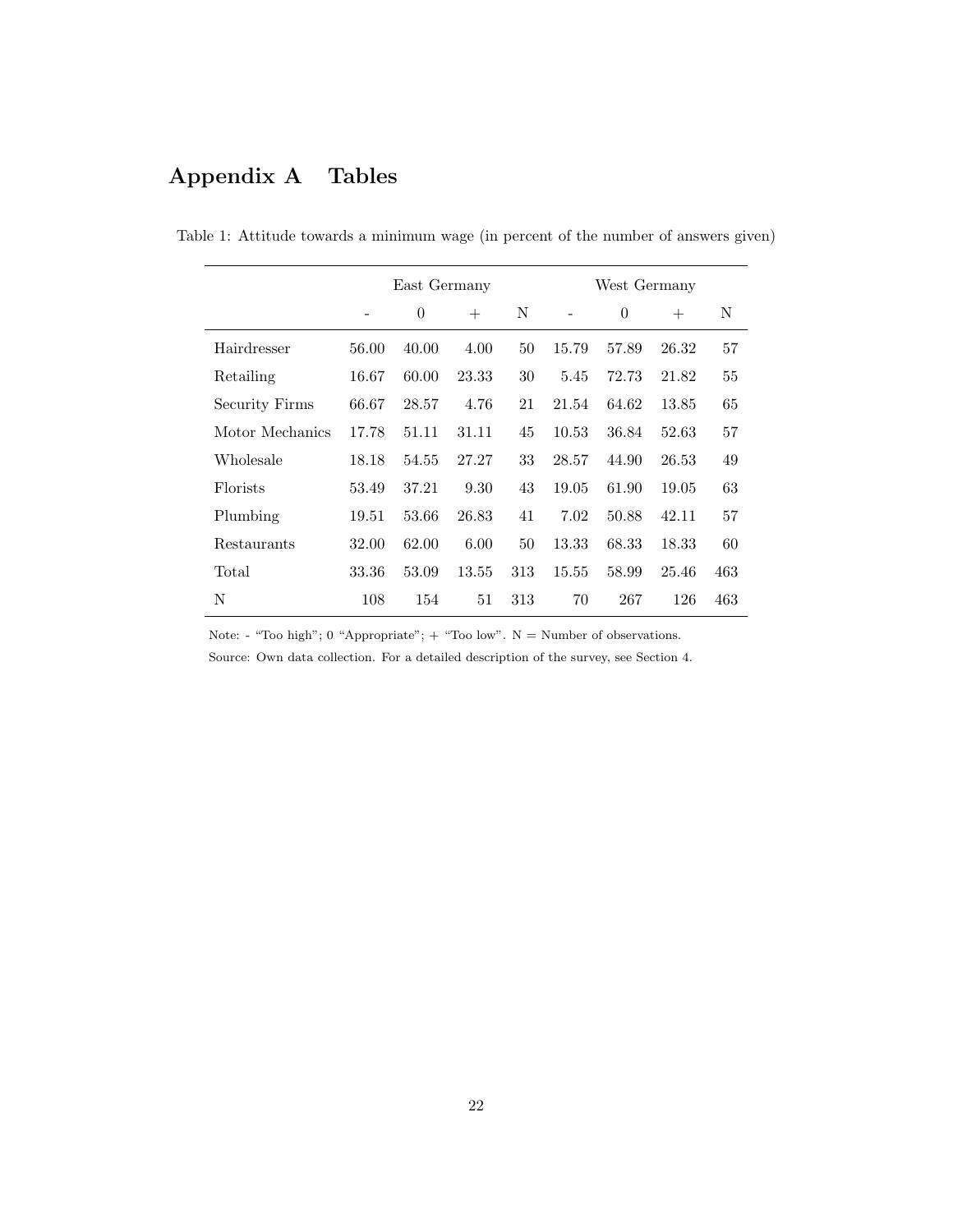# Appendix A Tables

Table 1: Attitude towards a minimum wage (in percent of the number of answers given)

| | East Germany | | | | West Germany | | | |
|---|---|---|---|---|---|---|---|---|
| | - | 0 | + | N | - | 0 | + | N |
| Hairdresser | 56.00 | 40.00 | 4.00 | 50 | 15.79 | 57.89 | 26.32 | 57 |
| Retailing | 16.67 | 60.00 | 23.33 | 30 | 5.45 | 72.73 | 21.82 | 55 |
| Security Firms | 66.67 | 28.57 | 4.76 | 21 | 21.54 | 64.62 | 13.85 | 65 |
| Motor Mechanics | 17.78 | 51.11 | 31.11 | 45 | 10.53 | 36.84 | 52.63 | 57 |
| Wholesale | 18.18 | 54.55 | 27.27 | 33 | 28.57 | 44.90 | 26.53 | 49 |
| Florists | 53.49 | 37.21 | 9.30 | 43 | 19.05 | 61.90 | 19.05 | 63 |
| Plumbing | 19.51 | 53.66 | 26.83 | 41 | 7.02 | 50.88 | 42.11 | 57 |
| Restaurants | 32.00 | 62.00 | 6.00 | 50 | 13.33 | 68.33 | 18.33 | 60 |
| Total | 33.36 | 53.09 | 13.55 | 313 | 15.55 | 58.99 | 25.46 | 463 |
| N | 108 | 154 | 51 | 313 | 70 | 267 | 126 | 463 |

Note: - "Too high"; 0 "Appropriate"; + "Too low". N = Number of observations.

Source: Own data collection. For a detailed description of the survey, see Section 4.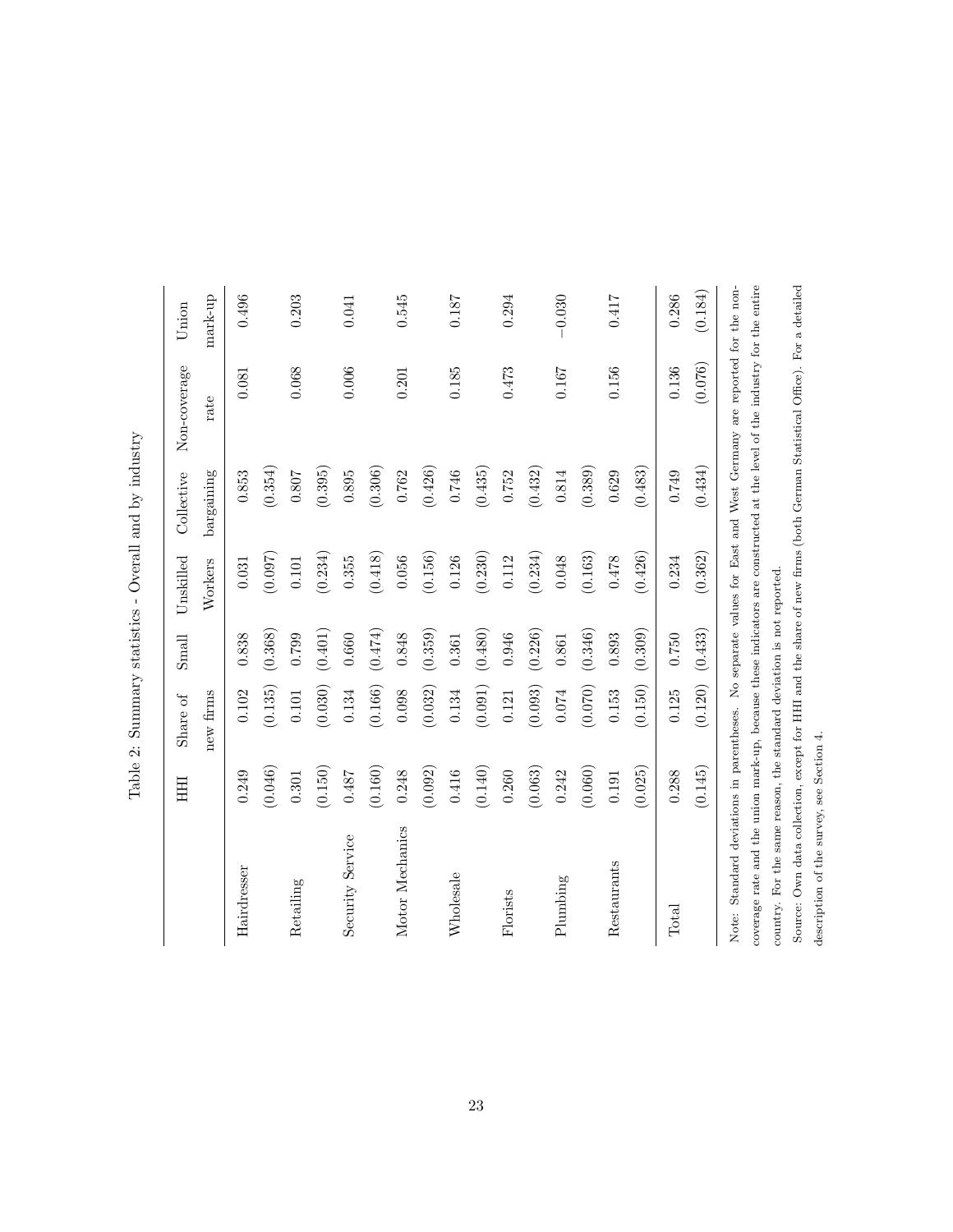Table 2: Summary statistics - Overall and by industry

| | HHI | Share of new firms | Small | Unskilled Workers | Collective bargaining | Non-coverage rate | Union mark-up |
|---|---|---|---|---|---|---|---|
| Hairdresser | 0.249 | 0.102 | 0.838 | 0.031 | 0.853 | 0.081 | 0.496 |
| | (0.046) | (0.135) | (0.368) | (0.097) | (0.354) | | |
| Retailing | 0.301 | 0.101 | 0.799 | 0.101 | 0.807 | 0.068 | 0.203 |
| | (0.150) | (0.030) | (0.401) | (0.234) | (0.395) | | |
| Security Service | 0.487 | 0.134 | 0.660 | 0.355 | 0.895 | 0.006 | 0.041 |
| | (0.160) | (0.166) | (0.474) | (0.418) | (0.306) | | |
| Motor Mechanics | 0.248 | 0.098 | 0.848 | 0.056 | 0.762 | 0.201 | 0.545 |
| | (0.092) | (0.032) | (0.359) | (0.156) | (0.426) | | |
| Wholesale | 0.416 | 0.134 | 0.361 | 0.126 | 0.746 | 0.185 | 0.187 |
| | (0.140) | (0.091) | (0.480) | (0.230) | (0.435) | | |
| Florists | 0.260 | 0.121 | 0.946 | 0.112 | 0.752 | 0.473 | 0.294 |
| | (0.063) | (0.093) | (0.226) | (0.234) | (0.432) | | |
| Plumbing | 0.242 | 0.074 | 0.861 | 0.048 | 0.814 | 0.167 | −0.030 |
| | (0.060) | (0.070) | (0.346) | (0.163) | (0.389) | | |
| Restaurants | 0.191 | 0.153 | 0.893 | 0.478 | 0.629 | 0.156 | 0.417 |
| | (0.025) | (0.150) | (0.309) | (0.426) | (0.483) | | |
| Total | 0.288 | 0.125 | 0.750 | 0.234 | 0.749 | 0.136 | 0.286 |
| | (0.145) | (0.120) | (0.433) | (0.362) | (0.434) | (0.076) | (0.184) |

Note: Standard deviations in parentheses. No separate values for East and West Germany are reported for the non-coverage rate and the union mark-up, because these indicators are constructed at the level of the industry for the entire country. For the same reason, the standard deviation is not reported.

Source: Own data collection, except for HHI and the share of new firms (both German Statistical Office). For a detailed description of the survey, see Section 4.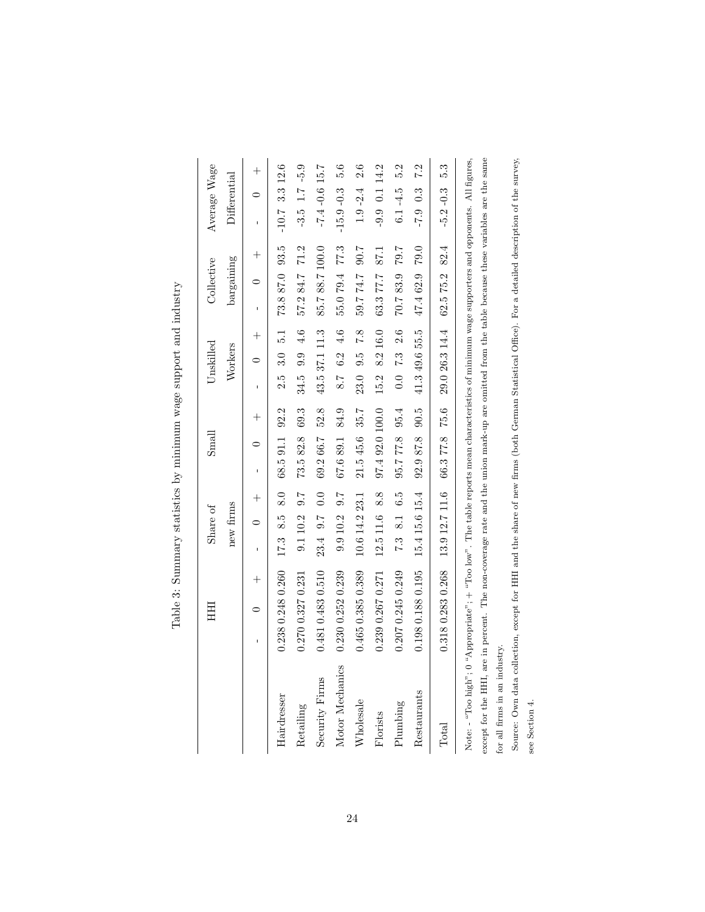Table 3: Summary statistics by minimum wage support and industry

| | HHI | | | Share of new firms | | | Small | | | Unskilled Workers | | | Collective bargaining | | | Average Wage Differential | | |
|---|---|---|---|---|---|---|---|---|---|---|---|---|---|---|---|---|---|---|
| | - | 0 | + | - | 0 | + | - | 0 | + | - | 0 | + | - | 0 | + | - | 0 | + |
| Hairdresser | 0.238 | 0.248 | 0.260 | 17.3 | 8.5 | 8.0 | 68.5 | 91.1 | 92.2 | 2.5 | 3.0 | 5.1 | 73.8 | 87.0 | 93.5 | -10.7 | 3.3 | 12.6 |
| Retailing | 0.270 | 0.327 | 0.231 | 9.1 | 10.2 | 9.7 | 73.5 | 82.8 | 69.3 | 34.5 | 9.9 | 4.6 | 57.2 | 84.7 | 71.2 | -3.5 | 1.7 | -5.9 |
| Security Firms | 0.481 | 0.483 | 0.510 | 23.4 | 9.7 | 0.0 | 69.2 | 66.7 | 52.8 | 43.5 | 37.1 | 11.3 | 85.7 | 88.7 | 100.0 | -7.4 | -0.6 | 15.7 |
| Motor Mechanics | 0.230 | 0.252 | 0.239 | 9.9 | 10.2 | 9.7 | 67.6 | 89.1 | 84.9 | 8.7 | 6.2 | 4.6 | 55.0 | 79.4 | 77.3 | -15.9 | -0.3 | 5.6 |
| Wholesale | 0.465 | 0.385 | 0.389 | 10.6 | 14.2 | 23.1 | 21.5 | 45.6 | 35.7 | 23.0 | 9.5 | 7.8 | 59.7 | 74.7 | 90.7 | 1.9 | -2.4 | 2.6 |
| Florists | 0.239 | 0.267 | 0.271 | 12.5 | 11.6 | 8.8 | 97.4 | 92.0 | 100.0 | 15.2 | 8.2 | 16.0 | 63.3 | 77.7 | 87.1 | -9.9 | 0.1 | 14.2 |
| Plumbing | 0.207 | 0.245 | 0.249 | 7.3 | 8.1 | 6.5 | 95.7 | 77.8 | 95.4 | 0.0 | 7.3 | 2.6 | 70.7 | 83.9 | 79.7 | 6.1 | -4.5 | 5.2 |
| Restaurants | 0.198 | 0.188 | 0.195 | 15.4 | 15.6 | 15.4 | 92.9 | 87.8 | 90.5 | 41.3 | 49.6 | 55.5 | 47.4 | 62.9 | 79.0 | -7.9 | 0.3 | 7.2 |
| Total | 0.318 | 0.283 | 0.268 | 13.9 | 12.7 | 11.6 | 66.3 | 77.8 | 75.6 | 29.0 | 26.3 | 14.4 | 62.5 | 75.2 | 82.4 | -5.2 | -0.3 | 5.3 |

Note: - "Too high"; 0 "Appropriate"; + "Too low". The table reports mean characteristics of minimum wage supporters and opponents. All figures, except for the HHI, are in percent. The non-coverage rate and the union mark-up are omitted from the table because these variables are the same for all firms in an industry.

Source: Own data collection, except for HHI and the share of new firms (both German Statistical Office). For a detailed description of the survey, see Section 4.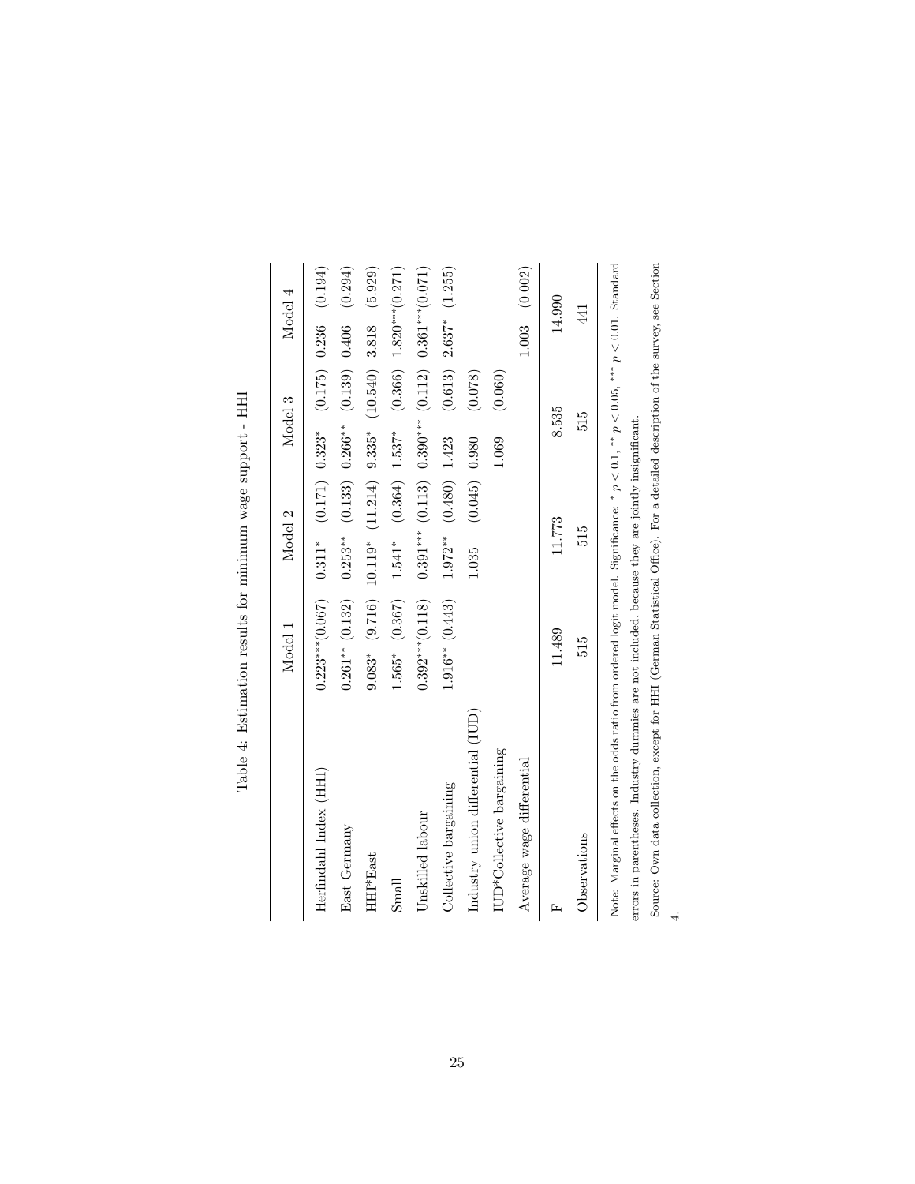Table 4: Estimation results for minimum wage support - HHI

| | Model 1 | | Model 2 | | Model 3 | | Model 4 | |
|---|---|---|---|---|---|---|---|---|
| Herfindahl Index (HHI) | 0.223*** | (0.067) | 0.311* | (0.171) | 0.323* | (0.175) | 0.236 | (0.194) |
| East Germany | 0.261** | (0.132) | 0.253** | (0.133) | 0.266** | (0.139) | 0.406 | (0.294) |
| HHI*East | 9.083* | (9.716) | 10.119* | (11.214) | 9.335* | (10.540) | 3.818 | (5.929) |
| Small | 1.565* | (0.367) | 1.541* | (0.364) | 1.537* | (0.366) | 1.820*** | (0.271) |
| Unskilled labour | 0.392*** | (0.118) | 0.391*** | (0.113) | 0.390*** | (0.112) | 0.361*** | (0.071) |
| Collective bargaining | 1.916** | (0.443) | 1.972** | (0.480) | 1.423 | (0.613) | 2.637* | (1.255) |
| Industry union differential (IUD) | | | 1.035 | (0.045) | 0.980 | (0.078) | | |
| IUD*Collective bargaining | | | | | 1.069 | (0.060) | | |
| Average wage differential | | | | | | | 1.003 | (0.002) |
| F | 11.489 | | 11.773 | | 8.535 | | 14.990 | |
| Observations | 515 | | 515 | | 515 | | 441 | |

Note: Marginal effects on the odds ratio from ordered logit model. Significance: * $p < 0.1$, ** $p < 0.05$, *** $p < 0.01$. Standard errors in parentheses. Industry dummies are not included, because they are jointly insignificant.

Source: Own data collection, except for HHI (German Statistical Office). For a detailed description of the survey, see Section 4.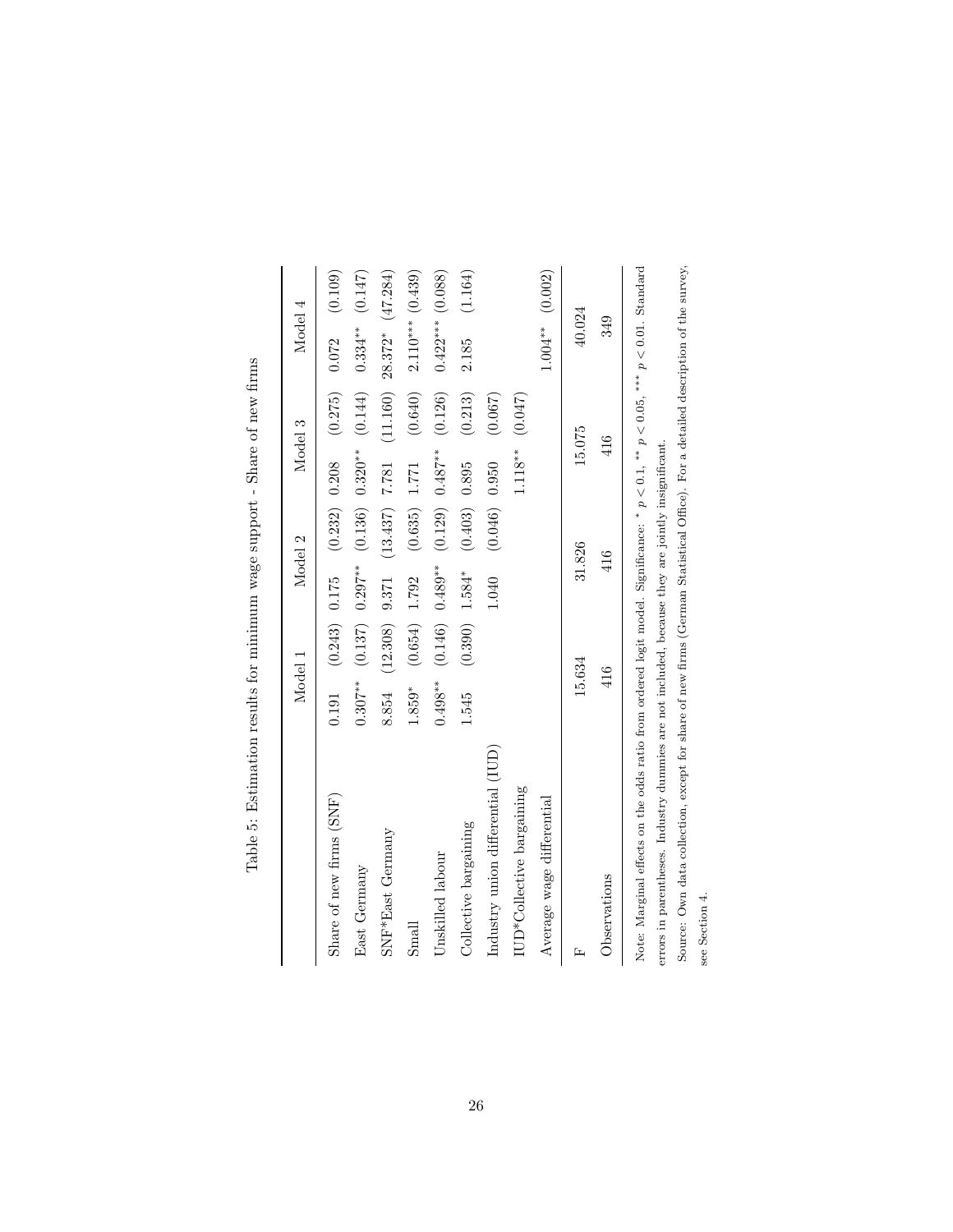Table 5: Estimation results for minimum wage support - Share of new firms

| | Model 1 | | Model 2 | | Model 3 | | Model 4 | |
|---|---|---|---|---|---|---|---|---|
| Share of new firms (SNF) | 0.191 | (0.243) | 0.175 | (0.232) | 0.208 | (0.275) | 0.072 | (0.109) |
| East Germany | 0.307** | (0.137) | 0.297** | (0.136) | 0.320** | (0.144) | 0.334** | (0.147) |
| SNF*East Germany | 8.854 | (12.308) | 9.371 | (13.437) | 7.781 | (11.160) | 28.372* | (47.284) |
| Small | 1.859* | (0.654) | 1.792 | (0.635) | 1.771 | (0.640) | 2.110*** | (0.439) |
| Unskilled labour | 0.498** | (0.146) | 0.489** | (0.129) | 0.487** | (0.126) | 0.422*** | (0.088) |
| Collective bargaining | 1.545 | (0.390) | 1.584* | (0.403) | 0.895 | (0.213) | 2.185 | (1.164) |
| Industry union differential (IUD) | | | 1.040 | (0.046) | 0.950 | (0.067) | | |
| IUD*Collective bargaining | | | | | 1.118** | (0.047) | | |
| Average wage differential | | | | | | | 1.004** | (0.002) |
| F | 15.634 | | 31.826 | | 15.075 | | 40.024 | |
| Observations | 416 | | 416 | | 416 | | 349 | |

Note: Marginal effects on the odds ratio from ordered logit model. Significance: * $p < 0.1$, ** $p < 0.05$, *** $p < 0.01$. Standard errors in parentheses. Industry dummies are not included, because they are jointly insignificant.

Source: Own data collection, except for share of new firms (German Statistical Office). For a detailed description of the survey, see Section 4.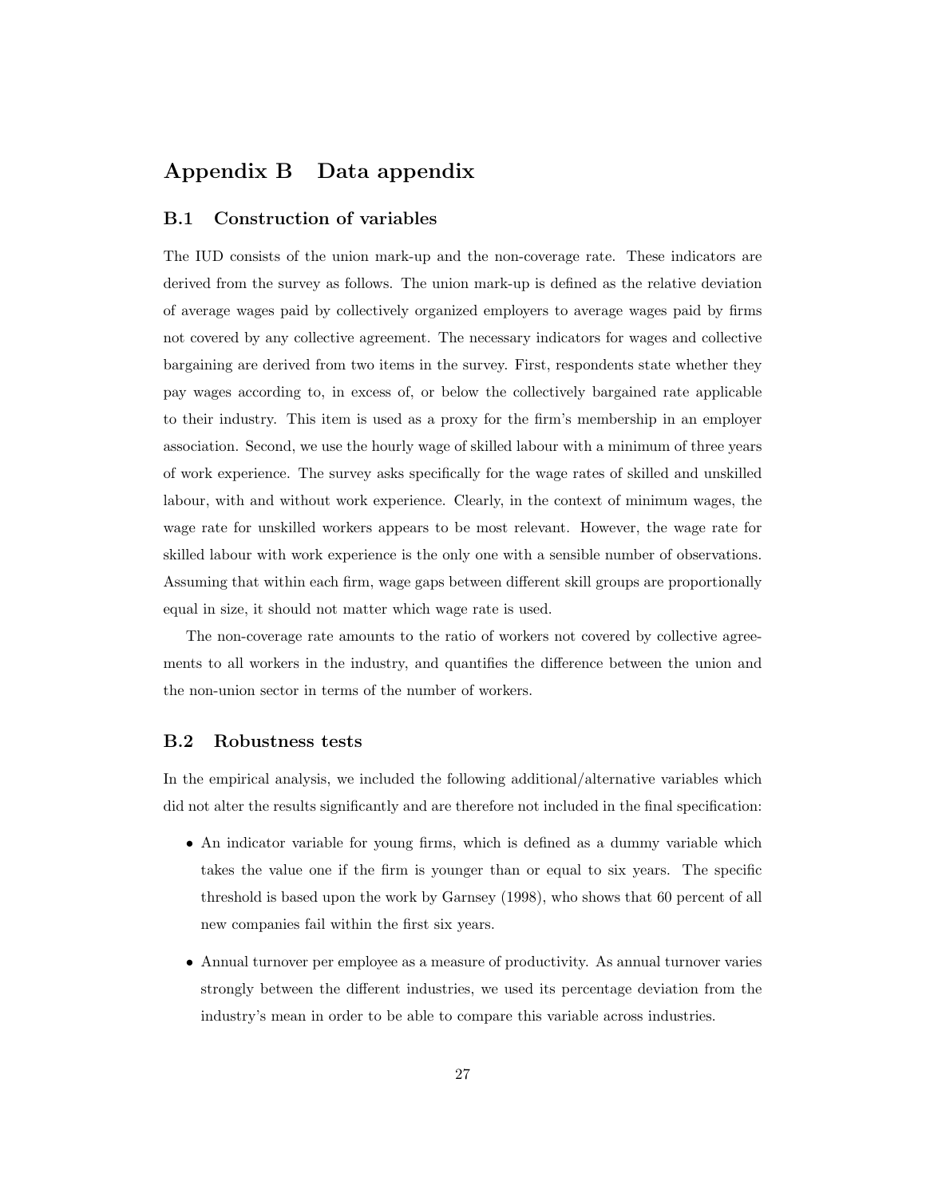# Appendix B Data appendix

## B.1 Construction of variables

The IUD consists of the union mark-up and the non-coverage rate. These indicators are derived from the survey as follows. The union mark-up is defined as the relative deviation of average wages paid by collectively organized employers to average wages paid by firms not covered by any collective agreement. The necessary indicators for wages and collective bargaining are derived from two items in the survey. First, respondents state whether they pay wages according to, in excess of, or below the collectively bargained rate applicable to their industry. This item is used as a proxy for the firm's membership in an employer association. Second, we use the hourly wage of skilled labour with a minimum of three years of work experience. The survey asks specifically for the wage rates of skilled and unskilled labour, with and without work experience. Clearly, in the context of minimum wages, the wage rate for unskilled workers appears to be most relevant. However, the wage rate for skilled labour with work experience is the only one with a sensible number of observations. Assuming that within each firm, wage gaps between different skill groups are proportionally equal in size, it should not matter which wage rate is used.

The non-coverage rate amounts to the ratio of workers not covered by collective agreements to all workers in the industry, and quantifies the difference between the union and the non-union sector in terms of the number of workers.

## B.2 Robustness tests

In the empirical analysis, we included the following additional/alternative variables which did not alter the results significantly and are therefore not included in the final specification:

- An indicator variable for young firms, which is defined as a dummy variable which takes the value one if the firm is younger than or equal to six years. The specific threshold is based upon the work by Garnsey (1998), who shows that 60 percent of all new companies fail within the first six years.
- Annual turnover per employee as a measure of productivity. As annual turnover varies strongly between the different industries, we used its percentage deviation from the industry's mean in order to be able to compare this variable across industries.